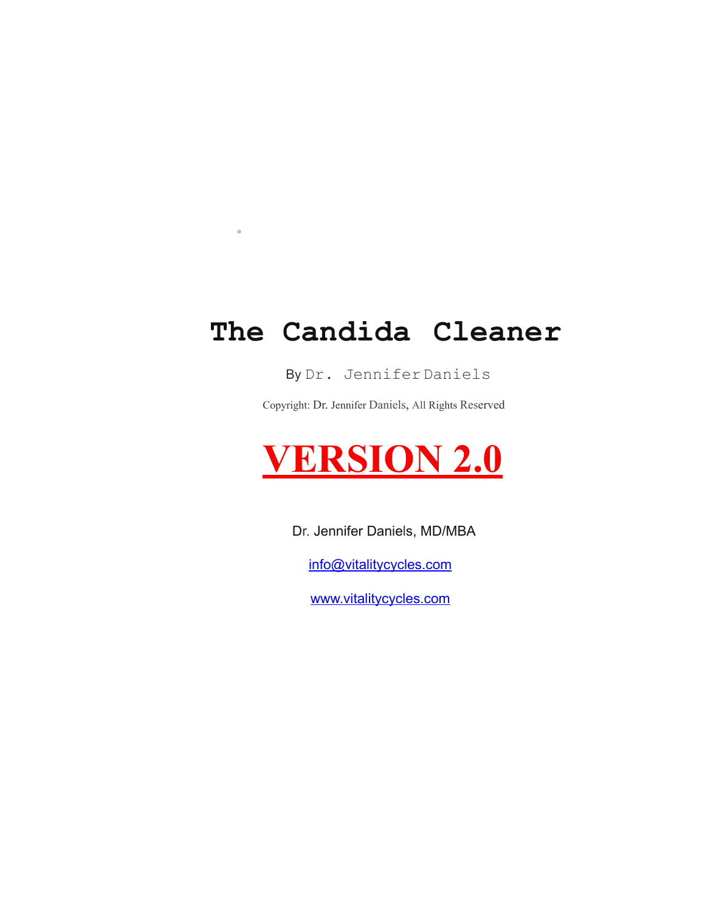# The Candida Cleaner

By Dr. Jennifer Daniels

Copyright: Dr. Jennifer Daniels, All Rights Reserved

**VERSION 2.0**

Dr. Jennifer Daniels, MD/MBA

info@vitalitycycles.com

www.vitalitycycles.com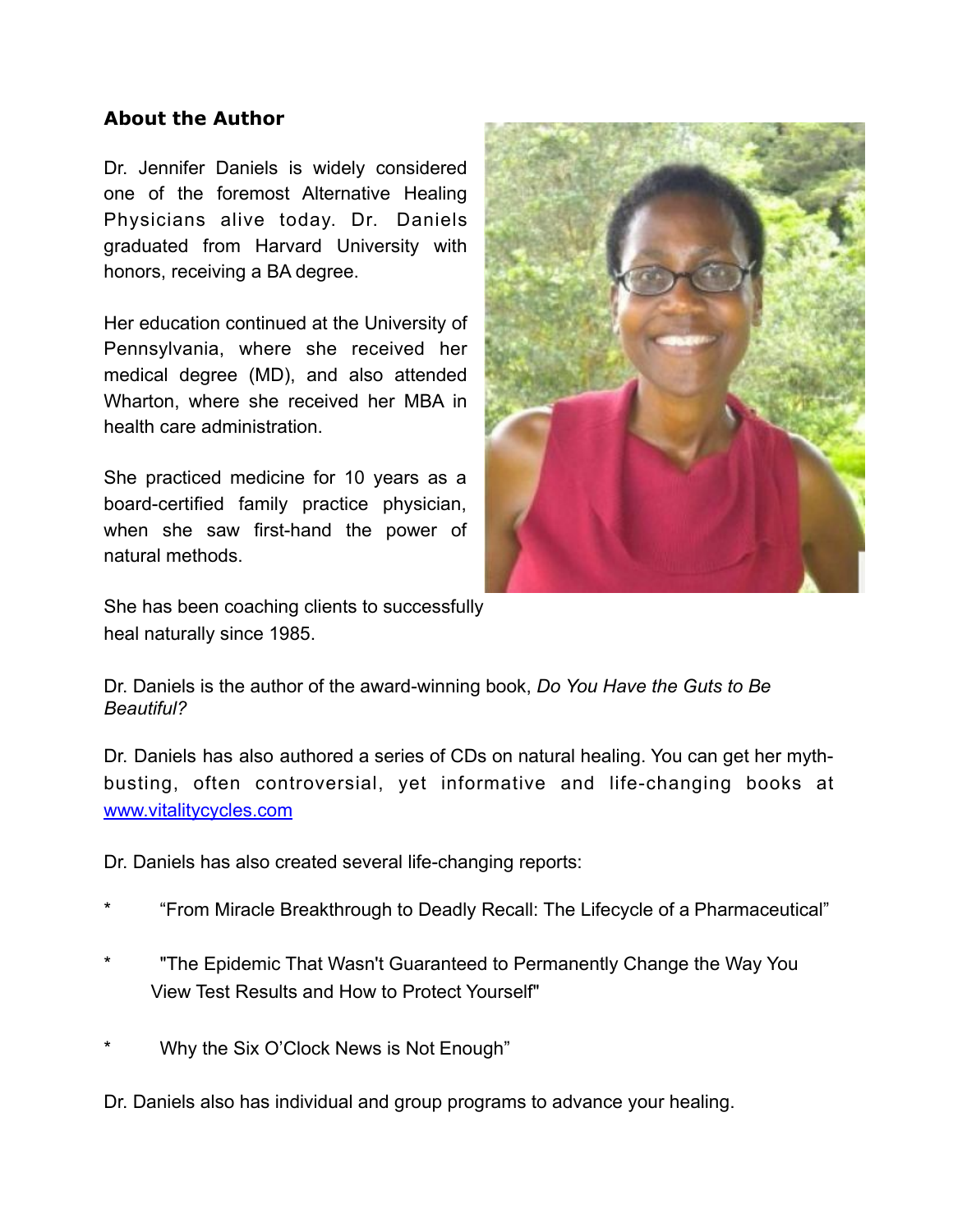## About the Author

Dr. Jennifer Daniels is widely considered one of the foremost Alternative Healing Physicians alive today. Dr. Daniels graduated from Harvard University with honors, receiving a BA degree.

Her education continued at the University of Pennsylvania, where she received her medical degree (MD), and also attended Wharton, where she received her MBA in health care administration.

She practiced medicine for 10 years as a board-certified family practice physician, when she saw first-hand the power of natural methods.

She has been coaching clients to successfully heal naturally since 1985.

Dr. Daniels is the author of the award-winning book, *Do You Have the Guts to Be Beautiful?*

Dr. Daniels has also authored a series of CDs on natural healing. You can get her myth-busting, often controversial, yet informative and life-changing books at [www.vitalitycycles.com](http://www.vitalitycycles.com)

Dr. Daniels has also created several life-changing reports:

* “From Miracle Breakthrough to Deadly Recall: The Lifecycle of a Pharmaceutical”
* "The Epidemic That Wasn't Guaranteed to Permanently Change the Way You View Test Results and How to Protect Yourself"
* Why the Six O’Clock News is Not Enough”

Dr. Daniels also has individual and group programs to advance your healing.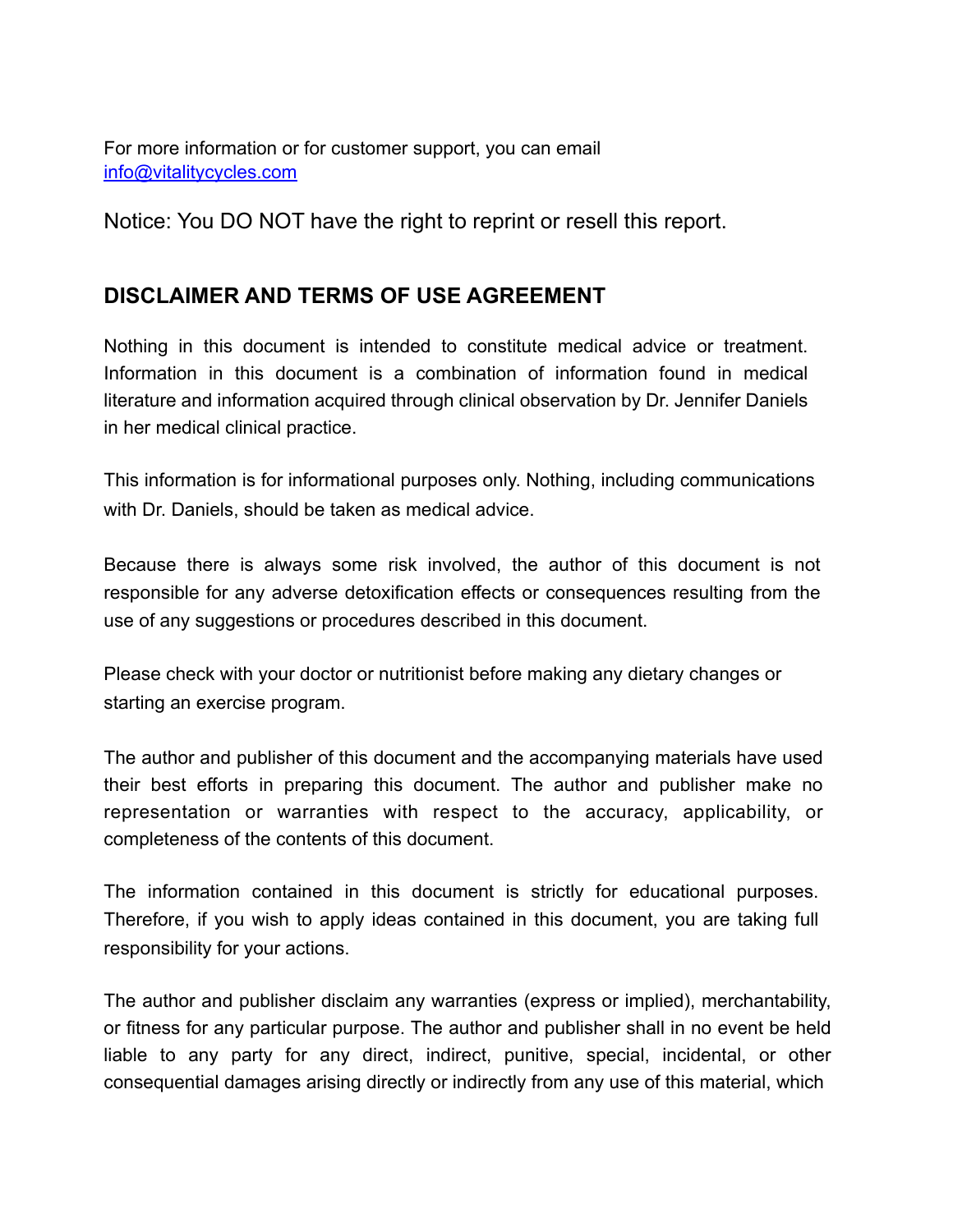For more information or for customer support, you can email
[info@vitalitycycles.com](mailto:info@vitalitycycles.com)

Notice: You DO NOT have the right to reprint or resell this report.

## DISCLAIMER AND TERMS OF USE AGREEMENT

Nothing in this document is intended to constitute medical advice or treatment. Information in this document is a combination of information found in medical literature and information acquired through clinical observation by Dr. Jennifer Daniels in her medical clinical practice.

This information is for informational purposes only. Nothing, including communications with Dr. Daniels, should be taken as medical advice.

Because there is always some risk involved, the author of this document is not responsible for any adverse detoxification effects or consequences resulting from the use of any suggestions or procedures described in this document.

Please check with your doctor or nutritionist before making any dietary changes or starting an exercise program.

The author and publisher of this document and the accompanying materials have used their best efforts in preparing this document. The author and publisher make no representation or warranties with respect to the accuracy, applicability, or completeness of the contents of this document.

The information contained in this document is strictly for educational purposes. Therefore, if you wish to apply ideas contained in this document, you are taking full responsibility for your actions.

The author and publisher disclaim any warranties (express or implied), merchantability, or fitness for any particular purpose. The author and publisher shall in no event be held liable to any party for any direct, indirect, punitive, special, incidental, or other consequential damages arising directly or indirectly from any use of this material, which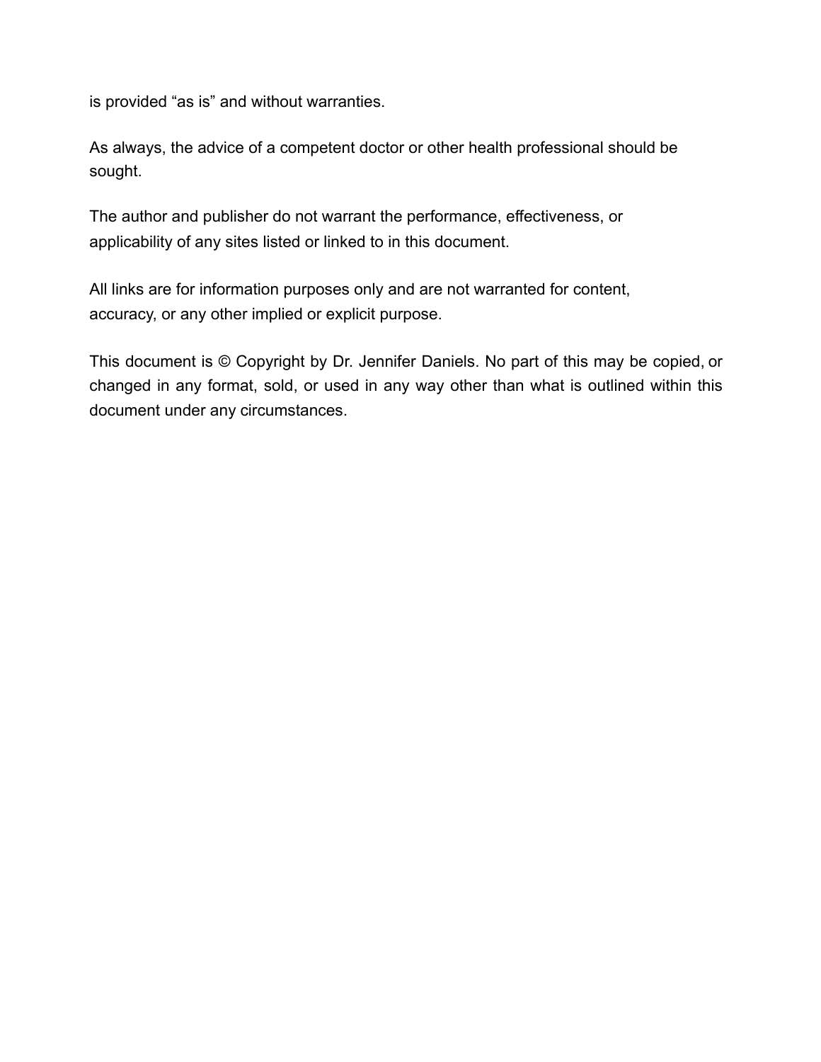is provided “as is” and without warranties.

As always, the advice of a competent doctor or other health professional should be sought.

The author and publisher do not warrant the performance, effectiveness, or applicability of any sites listed or linked to in this document.

All links are for information purposes only and are not warranted for content, accuracy, or any other implied or explicit purpose.

This document is © Copyright by Dr. Jennifer Daniels. No part of this may be copied, or changed in any format, sold, or used in any way other than what is outlined within this document under any circumstances.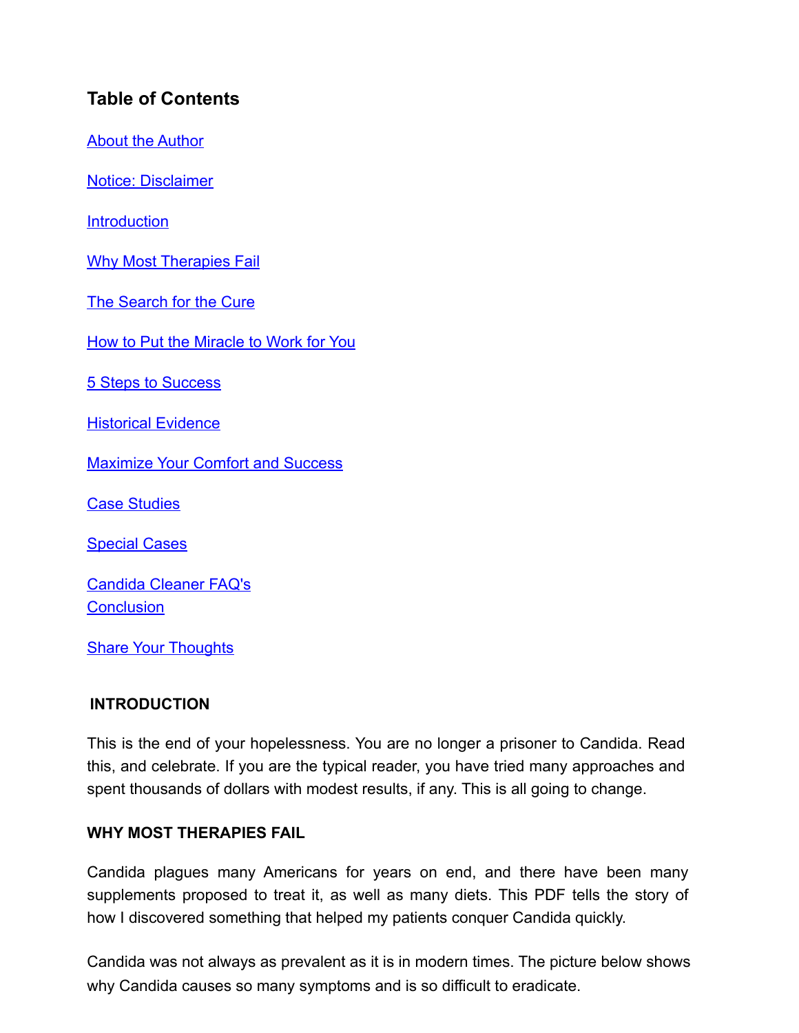## Table of Contents

About the Author

Notice: Disclaimer

Introduction

Why Most Therapies Fail

The Search for the Cure

How to Put the Miracle to Work for You

5 Steps to Success

Historical Evidence

Maximize Your Comfort and Success

Case Studies

Special Cases

Candida Cleaner FAQ's

Conclusion

Share Your Thoughts

### INTRODUCTION

This is the end of your hopelessness. You are no longer a prisoner to Candida. Read this, and celebrate. If you are the typical reader, you have tried many approaches and spent thousands of dollars with modest results, if any. This is all going to change.

### WHY MOST THERAPIES FAIL

Candida plagues many Americans for years on end, and there have been many supplements proposed to treat it, as well as many diets. This PDF tells the story of how I discovered something that helped my patients conquer Candida quickly.

Candida was not always as prevalent as it is in modern times. The picture below shows why Candida causes so many symptoms and is so difficult to eradicate.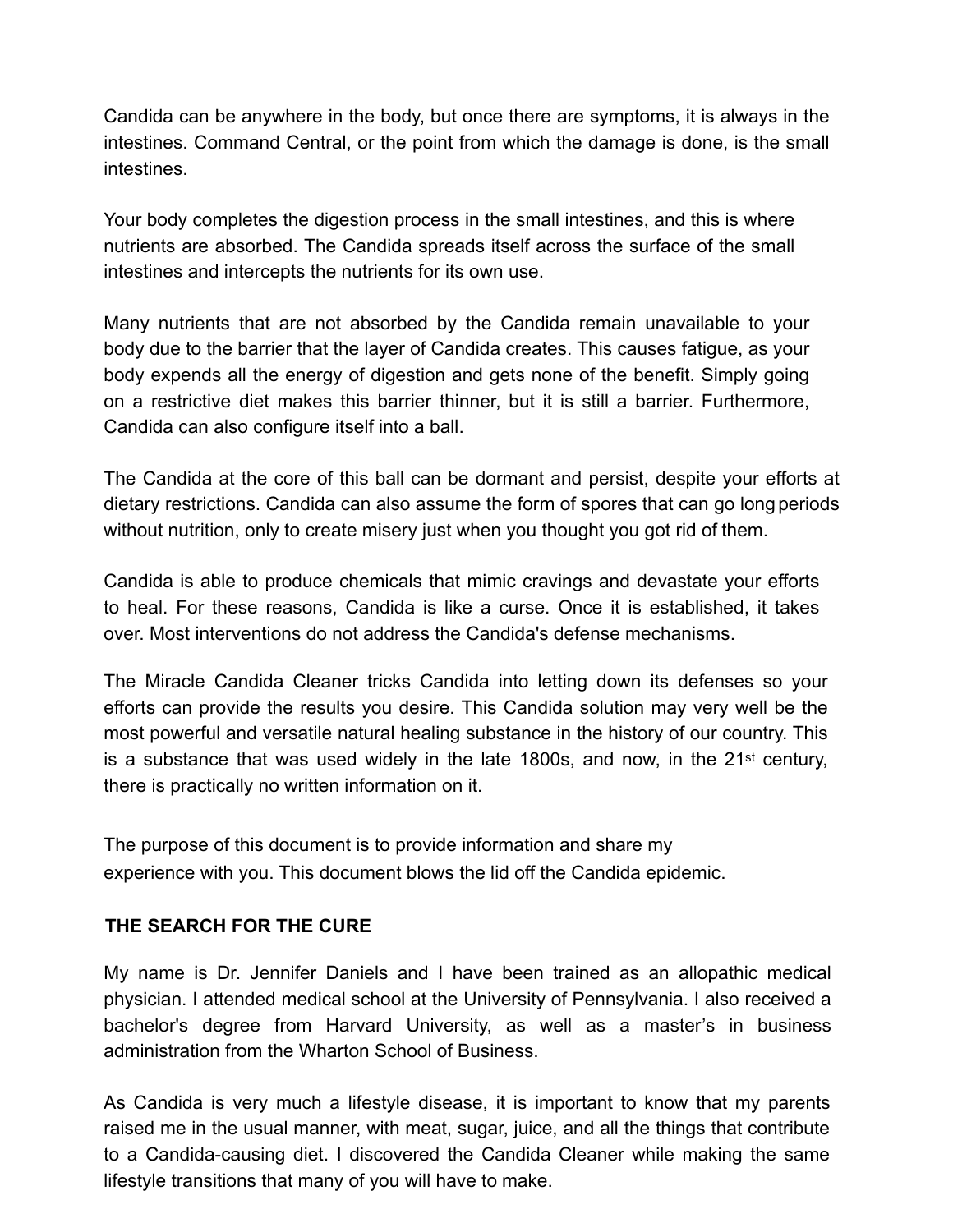Candida can be anywhere in the body, but once there are symptoms, it is always in the intestines. Command Central, or the point from which the damage is done, is the small intestines.

Your body completes the digestion process in the small intestines, and this is where nutrients are absorbed. The Candida spreads itself across the surface of the small intestines and intercepts the nutrients for its own use.

Many nutrients that are not absorbed by the Candida remain unavailable to your body due to the barrier that the layer of Candida creates. This causes fatigue, as your body expends all the energy of digestion and gets none of the benefit. Simply going on a restrictive diet makes this barrier thinner, but it is still a barrier. Furthermore, Candida can also configure itself into a ball.

The Candida at the core of this ball can be dormant and persist, despite your efforts at dietary restrictions. Candida can also assume the form of spores that can go long periods without nutrition, only to create misery just when you thought you got rid of them.

Candida is able to produce chemicals that mimic cravings and devastate your efforts to heal. For these reasons, Candida is like a curse. Once it is established, it takes over. Most interventions do not address the Candida's defense mechanisms.

The Miracle Candida Cleaner tricks Candida into letting down its defenses so your efforts can provide the results you desire. This Candida solution may very well be the most powerful and versatile natural healing substance in the history of our country. This is a substance that was used widely in the late 1800s, and now, in the 21st century, there is practically no written information on it.

The purpose of this document is to provide information and share my experience with you. This document blows the lid off the Candida epidemic.

## THE SEARCH FOR THE CURE

My name is Dr. Jennifer Daniels and I have been trained as an allopathic medical physician. I attended medical school at the University of Pennsylvania. I also received a bachelor's degree from Harvard University, as well as a master's in business administration from the Wharton School of Business.

As Candida is very much a lifestyle disease, it is important to know that my parents raised me in the usual manner, with meat, sugar, juice, and all the things that contribute to a Candida-causing diet. I discovered the Candida Cleaner while making the same lifestyle transitions that many of you will have to make.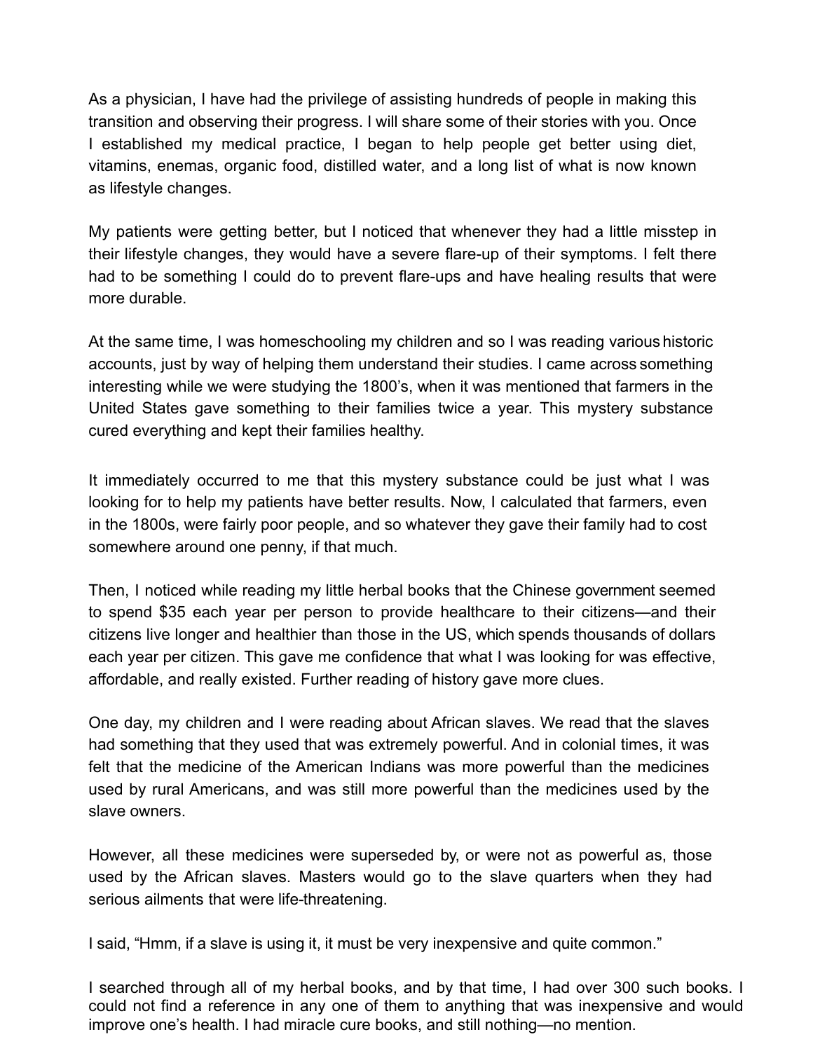As a physician, I have had the privilege of assisting hundreds of people in making this transition and observing their progress. I will share some of their stories with you. Once I established my medical practice, I began to help people get better using diet, vitamins, enemas, organic food, distilled water, and a long list of what is now known as lifestyle changes.

My patients were getting better, but I noticed that whenever they had a little misstep in their lifestyle changes, they would have a severe flare-up of their symptoms. I felt there had to be something I could do to prevent flare-ups and have healing results that were more durable.

At the same time, I was homeschooling my children and so I was reading various historic accounts, just by way of helping them understand their studies. I came across something interesting while we were studying the 1800's, when it was mentioned that farmers in the United States gave something to their families twice a year. This mystery substance cured everything and kept their families healthy.

It immediately occurred to me that this mystery substance could be just what I was looking for to help my patients have better results. Now, I calculated that farmers, even in the 1800s, were fairly poor people, and so whatever they gave their family had to cost somewhere around one penny, if that much.

Then, I noticed while reading my little herbal books that the Chinese government seemed to spend $35 each year per person to provide healthcare to their citizens—and their citizens live longer and healthier than those in the US, which spends thousands of dollars each year per citizen. This gave me confidence that what I was looking for was effective, affordable, and really existed. Further reading of history gave more clues.

One day, my children and I were reading about African slaves. We read that the slaves had something that they used that was extremely powerful. And in colonial times, it was felt that the medicine of the American Indians was more powerful than the medicines used by rural Americans, and was still more powerful than the medicines used by the slave owners.

However, all these medicines were superseded by, or were not as powerful as, those used by the African slaves. Masters would go to the slave quarters when they had serious ailments that were life-threatening.

I said, "Hmm, if a slave is using it, it must be very inexpensive and quite common."

I searched through all of my herbal books, and by that time, I had over 300 such books. I could not find a reference in any one of them to anything that was inexpensive and would improve one's health. I had miracle cure books, and still nothing—no mention.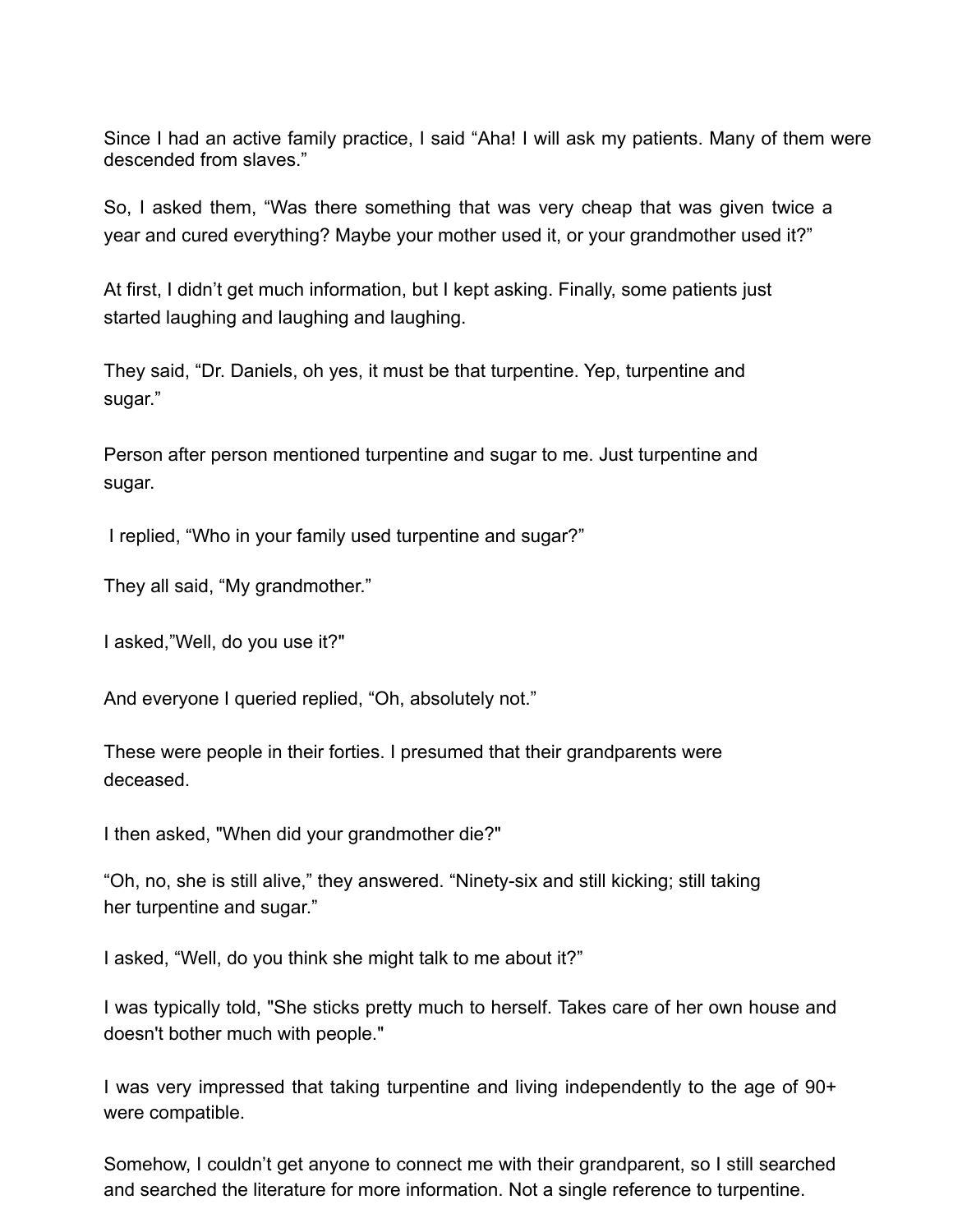Since I had an active family practice, I said “Aha! I will ask my patients. Many of them were descended from slaves.”

So, I asked them, “Was there something that was very cheap that was given twice a year and cured everything? Maybe your mother used it, or your grandmother used it?”

At first, I didn’t get much information, but I kept asking. Finally, some patients just started laughing and laughing and laughing.

They said, “Dr. Daniels, oh yes, it must be that turpentine. Yep, turpentine and sugar.”

Person after person mentioned turpentine and sugar to me. Just turpentine and sugar.

I replied, “Who in your family used turpentine and sugar?”

They all said, “My grandmother.”

I asked,”Well, do you use it?"

And everyone I queried replied, “Oh, absolutely not.”

These were people in their forties. I presumed that their grandparents were deceased.

I then asked, "When did your grandmother die?"

“Oh, no, she is still alive,” they answered. “Ninety-six and still kicking; still taking her turpentine and sugar.”

I asked, “Well, do you think she might talk to me about it?”

I was typically told, "She sticks pretty much to herself. Takes care of her own house and doesn't bother much with people."

I was very impressed that taking turpentine and living independently to the age of 90+ were compatible.

Somehow, I couldn’t get anyone to connect me with their grandparent, so I still searched and searched the literature for more information. Not a single reference to turpentine.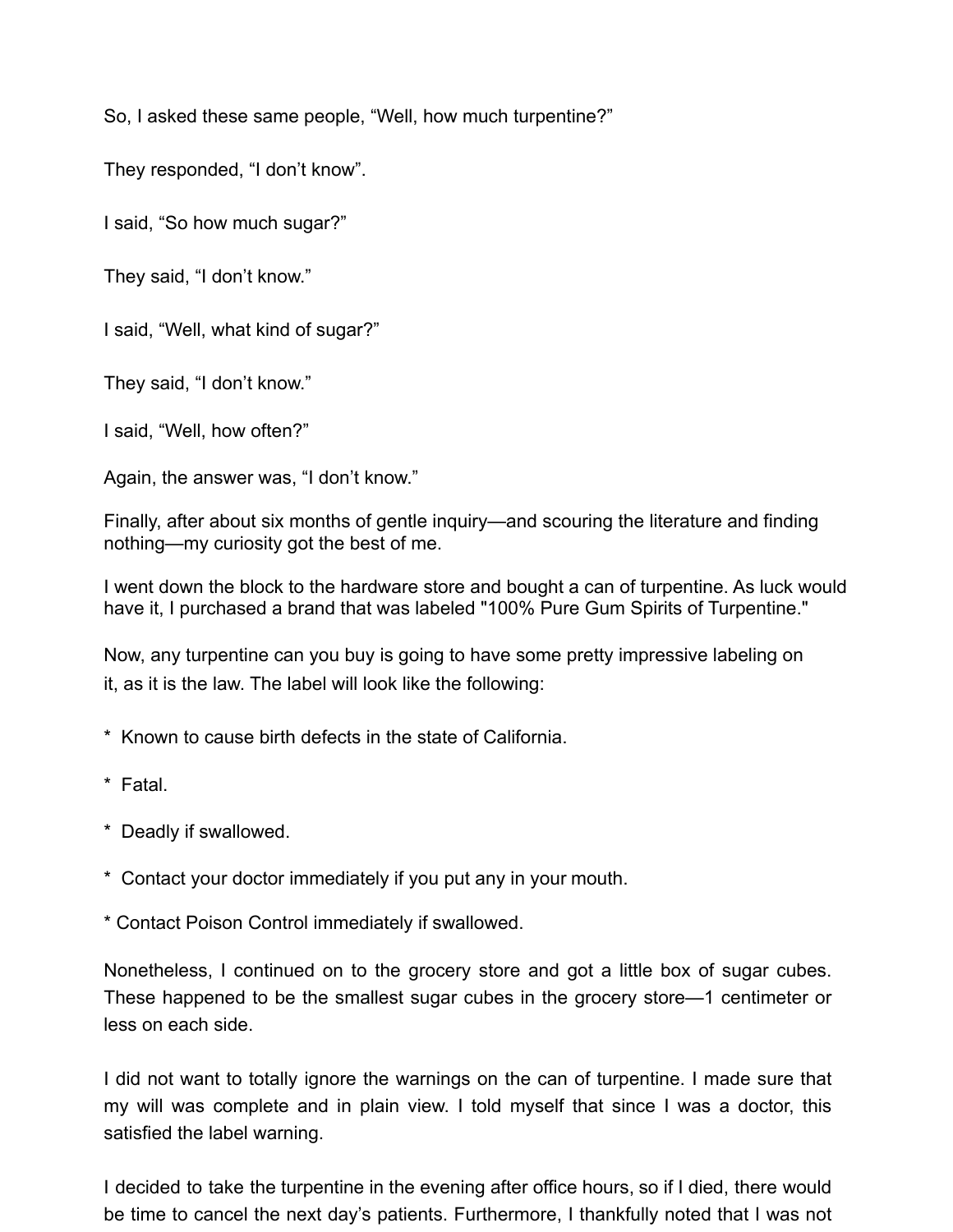So, I asked these same people, “Well, how much turpentine?”

They responded, “I don’t know”.

I said, “So how much sugar?”

They said, “I don’t know.”

I said, “Well, what kind of sugar?”

They said, “I don’t know.”

I said, “Well, how often?”

Again, the answer was, “I don’t know.”

Finally, after about six months of gentle inquiry—and scouring the literature and finding nothing—my curiosity got the best of me.

I went down the block to the hardware store and bought a can of turpentine. As luck would have it, I purchased a brand that was labeled "100% Pure Gum Spirits of Turpentine."

Now, any turpentine can you buy is going to have some pretty impressive labeling on it, as it is the law. The label will look like the following:

* Known to cause birth defects in the state of California.

* Fatal.

* Deadly if swallowed.

* Contact your doctor immediately if you put any in your mouth.

* Contact Poison Control immediately if swallowed.

Nonetheless, I continued on to the grocery store and got a little box of sugar cubes. These happened to be the smallest sugar cubes in the grocery store—1 centimeter or less on each side.

I did not want to totally ignore the warnings on the can of turpentine. I made sure that my will was complete and in plain view. I told myself that since I was a doctor, this satisfied the label warning.

I decided to take the turpentine in the evening after office hours, so if I died, there would be time to cancel the next day’s patients. Furthermore, I thankfully noted that I was not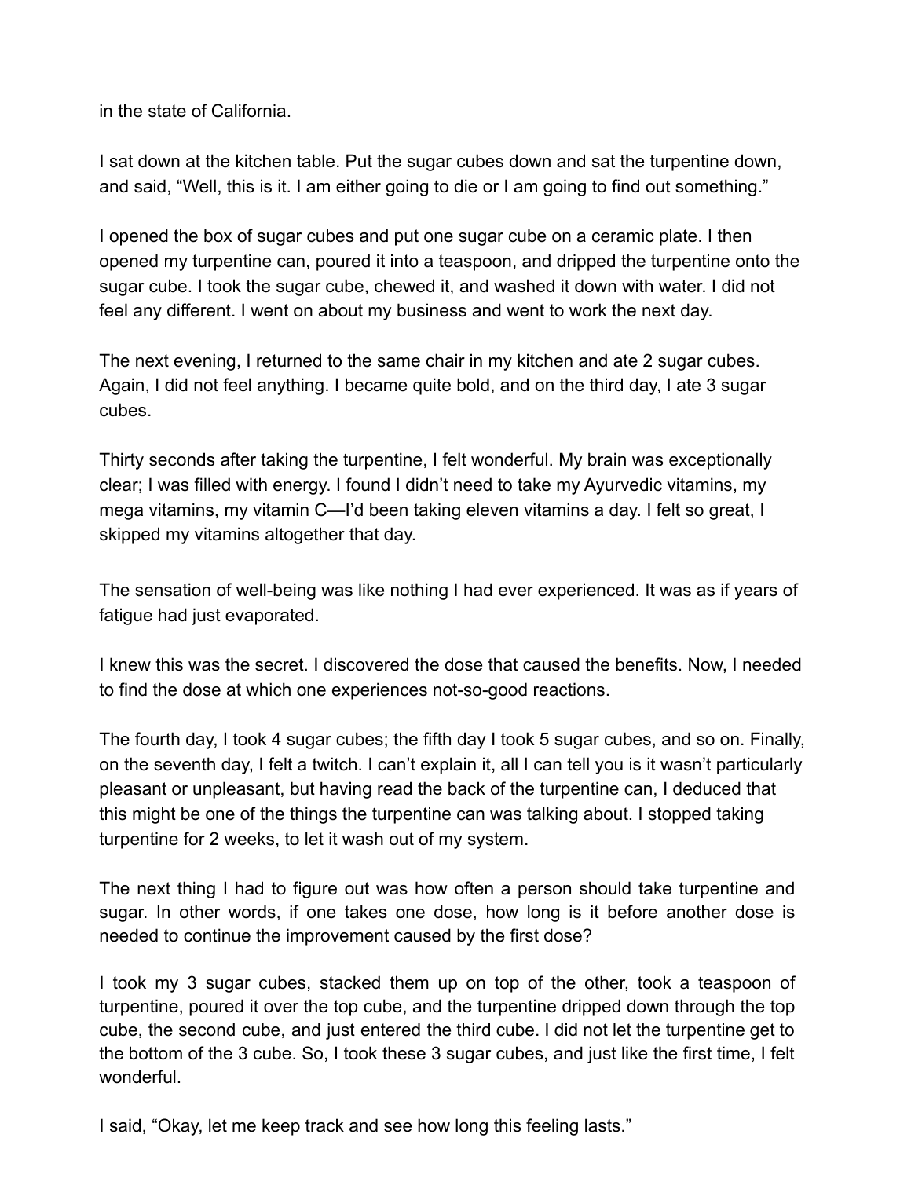in the state of California.

I sat down at the kitchen table. Put the sugar cubes down and sat the turpentine down, and said, "Well, this is it. I am either going to die or I am going to find out something."

I opened the box of sugar cubes and put one sugar cube on a ceramic plate. I then opened my turpentine can, poured it into a teaspoon, and dripped the turpentine onto the sugar cube. I took the sugar cube, chewed it, and washed it down with water. I did not feel any different. I went on about my business and went to work the next day.

The next evening, I returned to the same chair in my kitchen and ate 2 sugar cubes. Again, I did not feel anything. I became quite bold, and on the third day, I ate 3 sugar cubes.

Thirty seconds after taking the turpentine, I felt wonderful. My brain was exceptionally clear; I was filled with energy. I found I didn't need to take my Ayurvedic vitamins, my mega vitamins, my vitamin C—I'd been taking eleven vitamins a day. I felt so great, I skipped my vitamins altogether that day.

The sensation of well-being was like nothing I had ever experienced. It was as if years of fatigue had just evaporated.

I knew this was the secret. I discovered the dose that caused the benefits. Now, I needed to find the dose at which one experiences not-so-good reactions.

The fourth day, I took 4 sugar cubes; the fifth day I took 5 sugar cubes, and so on. Finally, on the seventh day, I felt a twitch. I can't explain it, all I can tell you is it wasn't particularly pleasant or unpleasant, but having read the back of the turpentine can, I deduced that this might be one of the things the turpentine can was talking about. I stopped taking turpentine for 2 weeks, to let it wash out of my system.

The next thing I had to figure out was how often a person should take turpentine and sugar. In other words, if one takes one dose, how long is it before another dose is needed to continue the improvement caused by the first dose?

I took my 3 sugar cubes, stacked them up on top of the other, took a teaspoon of turpentine, poured it over the top cube, and the turpentine dripped down through the top cube, the second cube, and just entered the third cube. I did not let the turpentine get to the bottom of the 3 cube. So, I took these 3 sugar cubes, and just like the first time, I felt wonderful.

I said, "Okay, let me keep track and see how long this feeling lasts."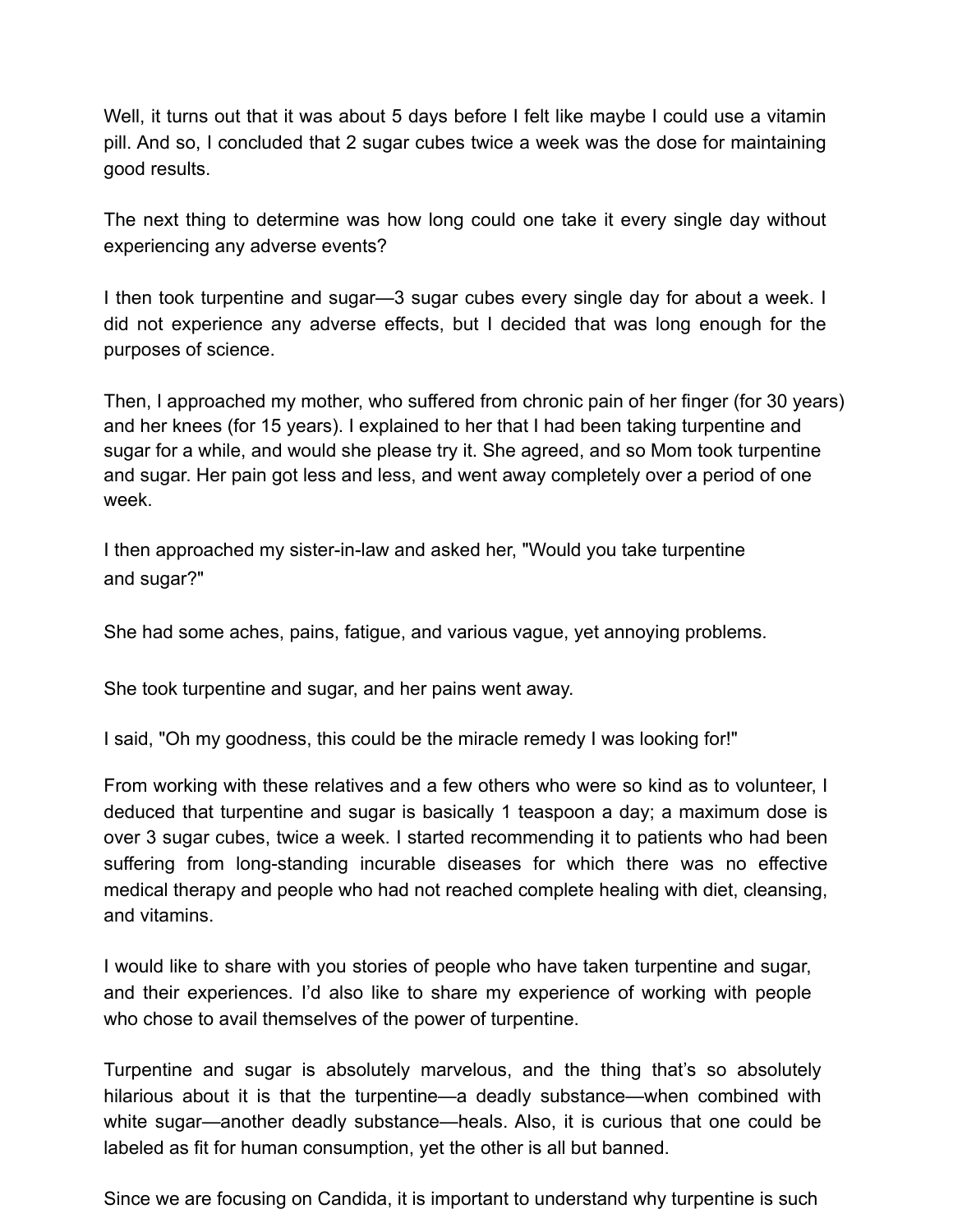Well, it turns out that it was about 5 days before I felt like maybe I could use a vitamin pill. And so, I concluded that 2 sugar cubes twice a week was the dose for maintaining good results.

The next thing to determine was how long could one take it every single day without experiencing any adverse events?

I then took turpentine and sugar—3 sugar cubes every single day for about a week. I did not experience any adverse effects, but I decided that was long enough for the purposes of science.

Then, I approached my mother, who suffered from chronic pain of her finger (for 30 years) and her knees (for 15 years). I explained to her that I had been taking turpentine and sugar for a while, and would she please try it. She agreed, and so Mom took turpentine and sugar. Her pain got less and less, and went away completely over a period of one week.

I then approached my sister-in-law and asked her, "Would you take turpentine and sugar?"

She had some aches, pains, fatigue, and various vague, yet annoying problems.

She took turpentine and sugar, and her pains went away.

I said, "Oh my goodness, this could be the miracle remedy I was looking for!"

From working with these relatives and a few others who were so kind as to volunteer, I deduced that turpentine and sugar is basically 1 teaspoon a day; a maximum dose is over 3 sugar cubes, twice a week. I started recommending it to patients who had been suffering from long-standing incurable diseases for which there was no effective medical therapy and people who had not reached complete healing with diet, cleansing, and vitamins.

I would like to share with you stories of people who have taken turpentine and sugar, and their experiences. I'd also like to share my experience of working with people who chose to avail themselves of the power of turpentine.

Turpentine and sugar is absolutely marvelous, and the thing that's so absolutely hilarious about it is that the turpentine—a deadly substance—when combined with white sugar—another deadly substance—heals. Also, it is curious that one could be labeled as fit for human consumption, yet the other is all but banned.

Since we are focusing on Candida, it is important to understand why turpentine is such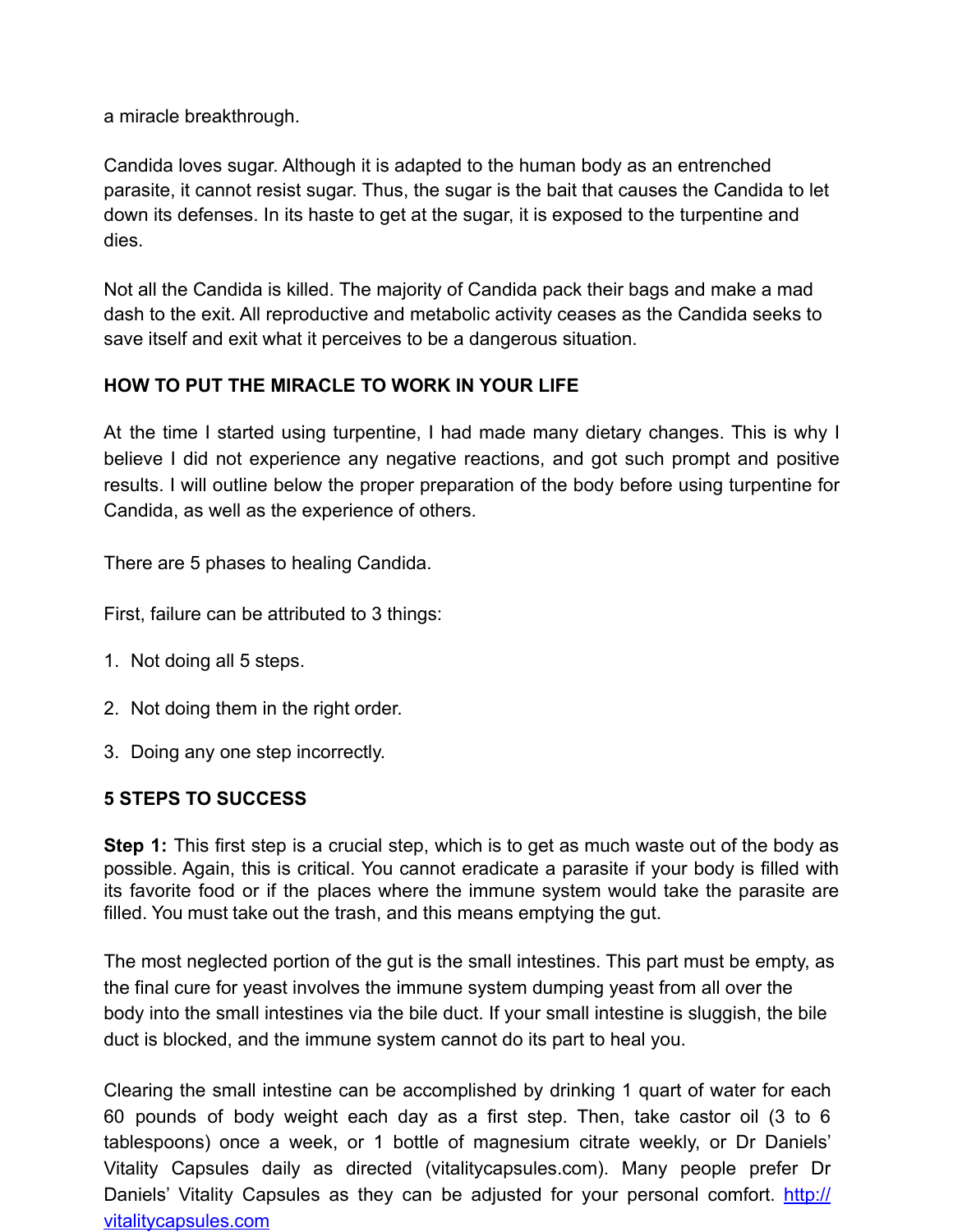a miracle breakthrough.

Candida loves sugar. Although it is adapted to the human body as an entrenched parasite, it cannot resist sugar. Thus, the sugar is the bait that causes the Candida to let down its defenses. In its haste to get at the sugar, it is exposed to the turpentine and dies.

Not all the Candida is killed. The majority of Candida pack their bags and make a mad dash to the exit. All reproductive and metabolic activity ceases as the Candida seeks to save itself and exit what it perceives to be a dangerous situation.

**HOW TO PUT THE MIRACLE TO WORK IN YOUR LIFE**

At the time I started using turpentine, I had made many dietary changes. This is why I believe I did not experience any negative reactions, and got such prompt and positive results. I will outline below the proper preparation of the body before using turpentine for Candida, as well as the experience of others.

There are 5 phases to healing Candida.

First, failure can be attributed to 3 things:

1. Not doing all 5 steps.
2. Not doing them in the right order.
3. Doing any one step incorrectly.

**5 STEPS TO SUCCESS**

**Step 1:** This first step is a crucial step, which is to get as much waste out of the body as possible. Again, this is critical. You cannot eradicate a parasite if your body is filled with its favorite food or if the places where the immune system would take the parasite are filled. You must take out the trash, and this means emptying the gut.

The most neglected portion of the gut is the small intestines. This part must be empty, as the final cure for yeast involves the immune system dumping yeast from all over the body into the small intestines via the bile duct. If your small intestine is sluggish, the bile duct is blocked, and the immune system cannot do its part to heal you.

Clearing the small intestine can be accomplished by drinking 1 quart of water for each 60 pounds of body weight each day as a first step. Then, take castor oil (3 to 6 tablespoons) once a week, or 1 bottle of magnesium citrate weekly, or Dr Daniels' Vitality Capsules daily as directed (vitalitycapsules.com). Many people prefer Dr Daniels' Vitality Capsules as they can be adjusted for your personal comfort. http://vitalitycapsules.com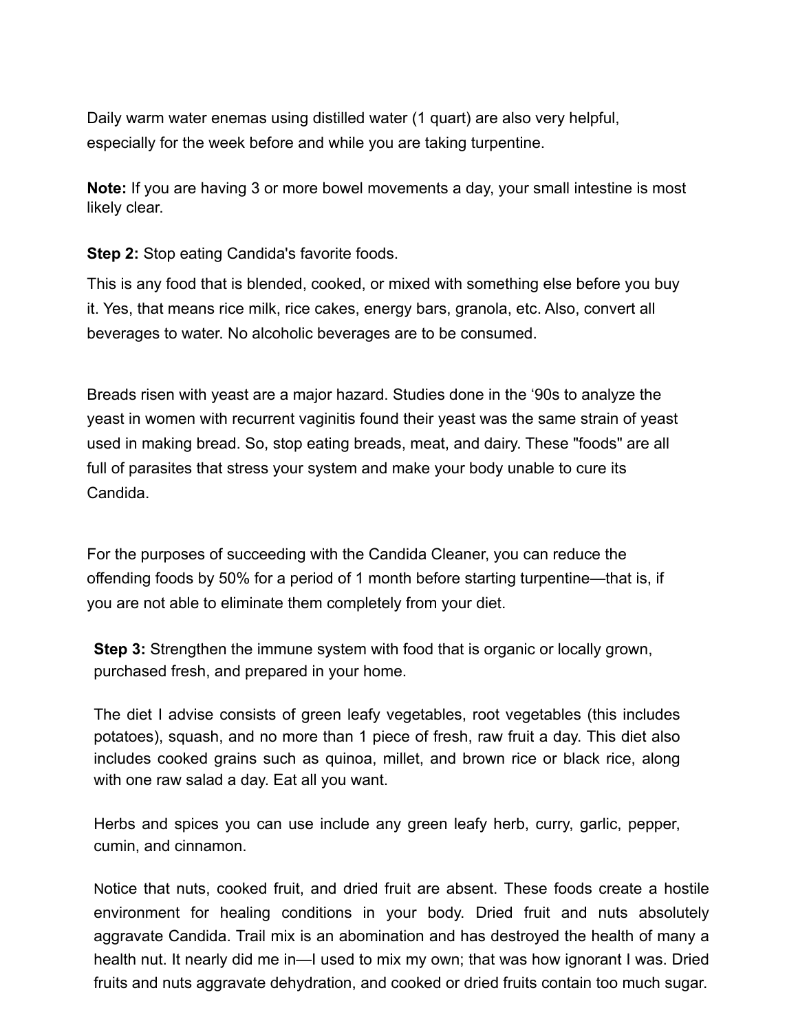Daily warm water enemas using distilled water (1 quart) are also very helpful, especially for the week before and while you are taking turpentine.

**Note:** If you are having 3 or more bowel movements a day, your small intestine is most likely clear.

**Step 2:** Stop eating Candida's favorite foods.

This is any food that is blended, cooked, or mixed with something else before you buy it. Yes, that means rice milk, rice cakes, energy bars, granola, etc. Also, convert all beverages to water. No alcoholic beverages are to be consumed.

Breads risen with yeast are a major hazard. Studies done in the '90s to analyze the yeast in women with recurrent vaginitis found their yeast was the same strain of yeast used in making bread. So, stop eating breads, meat, and dairy. These "foods" are all full of parasites that stress your system and make your body unable to cure its Candida.

For the purposes of succeeding with the Candida Cleaner, you can reduce the offending foods by 50% for a period of 1 month before starting turpentine—that is, if you are not able to eliminate them completely from your diet.

**Step 3:** Strengthen the immune system with food that is organic or locally grown, purchased fresh, and prepared in your home.

The diet I advise consists of green leafy vegetables, root vegetables (this includes potatoes), squash, and no more than 1 piece of fresh, raw fruit a day. This diet also includes cooked grains such as quinoa, millet, and brown rice or black rice, along with one raw salad a day. Eat all you want.

Herbs and spices you can use include any green leafy herb, curry, garlic, pepper, cumin, and cinnamon.

Notice that nuts, cooked fruit, and dried fruit are absent. These foods create a hostile environment for healing conditions in your body. Dried fruit and nuts absolutely aggravate Candida. Trail mix is an abomination and has destroyed the health of many a health nut. It nearly did me in—I used to mix my own; that was how ignorant I was. Dried fruits and nuts aggravate dehydration, and cooked or dried fruits contain too much sugar.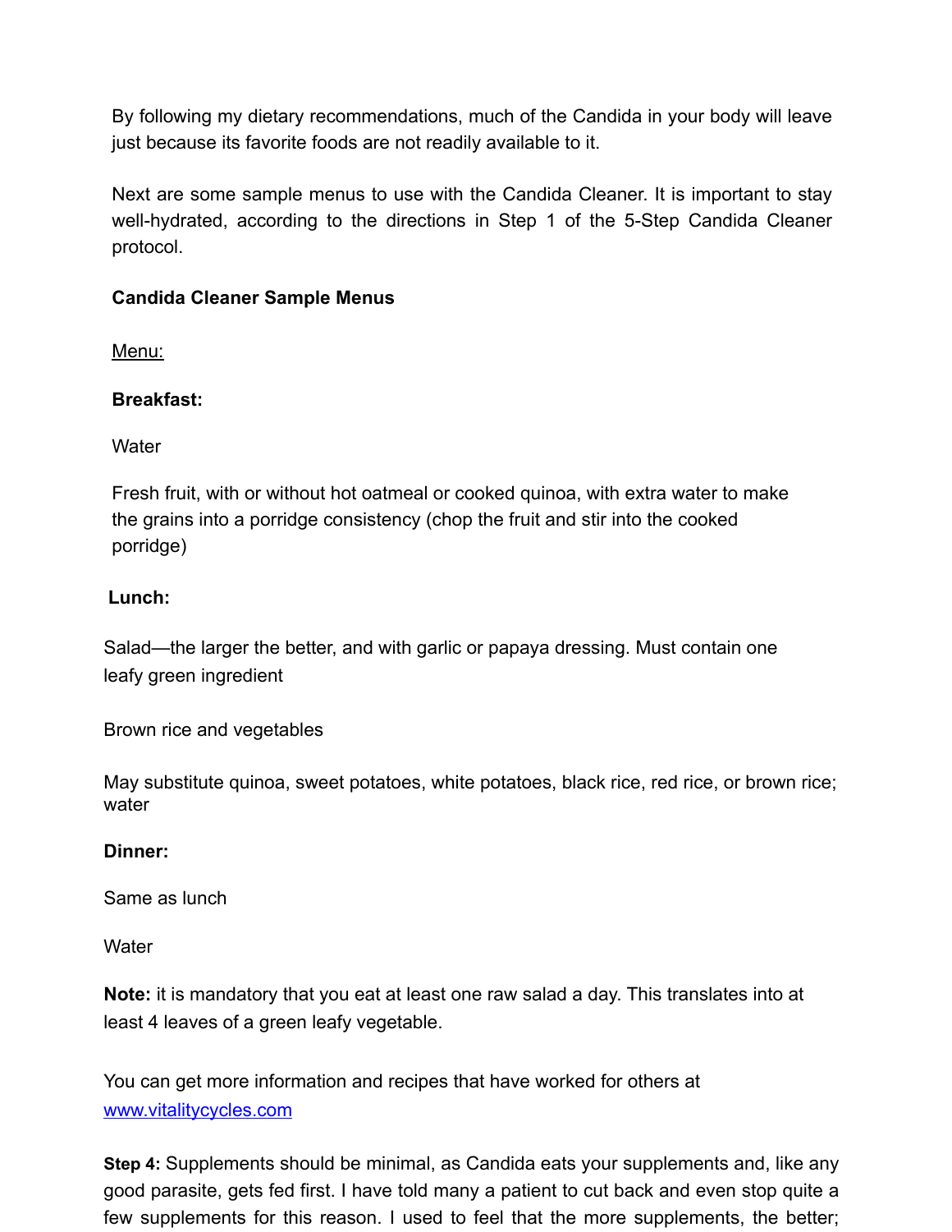By following my dietary recommendations, much of the Candida in your body will leave just because its favorite foods are not readily available to it.

Next are some sample menus to use with the Candida Cleaner. It is important to stay well-hydrated, according to the directions in Step 1 of the 5-Step Candida Cleaner protocol.

**Candida Cleaner Sample Menus**

Menu:

**Breakfast:**

Water

Fresh fruit, with or without hot oatmeal or cooked quinoa, with extra water to make the grains into a porridge consistency (chop the fruit and stir into the cooked porridge)

**Lunch:**

Salad—the larger the better, and with garlic or papaya dressing. Must contain one leafy green ingredient

Brown rice and vegetables

May substitute quinoa, sweet potatoes, white potatoes, black rice, red rice, or brown rice; water

**Dinner:**

Same as lunch

Water

**Note:** it is mandatory that you eat at least one raw salad a day. This translates into at least 4 leaves of a green leafy vegetable.

You can get more information and recipes that have worked for others at [www.vitalitycycles.com](http://www.vitalitycycles.com)

**Step 4:** Supplements should be minimal, as Candida eats your supplements and, like any good parasite, gets fed first. I have told many a patient to cut back and even stop quite a few supplements for this reason. I used to feel that the more supplements, the better;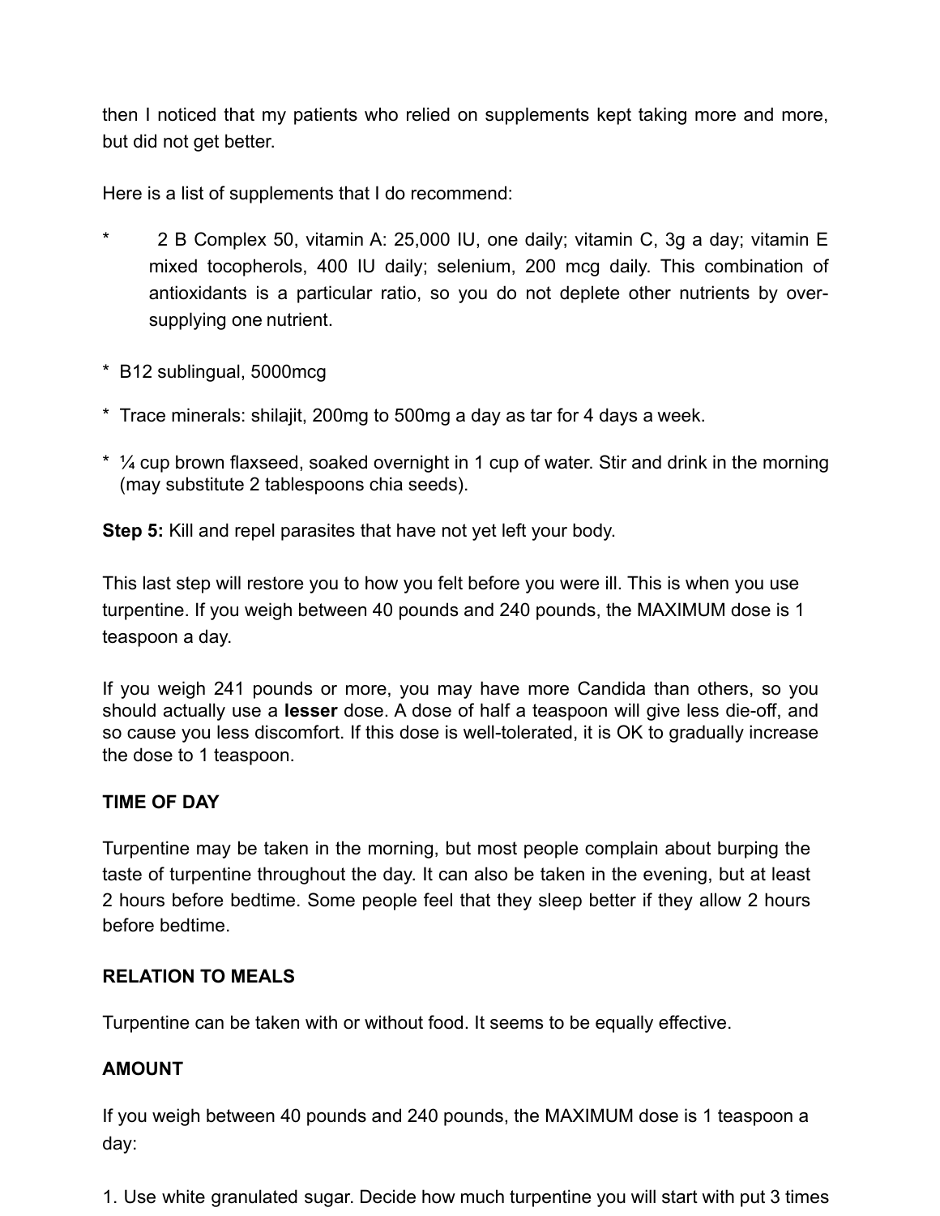then I noticed that my patients who relied on supplements kept taking more and more, but did not get better.

Here is a list of supplements that I do recommend:

* 2 B Complex 50, vitamin A: 25,000 IU, one daily; vitamin C, 3g a day; vitamin E mixed tocopherols, 400 IU daily; selenium, 200 mcg daily. This combination of antioxidants is a particular ratio, so you do not deplete other nutrients by over-supplying one nutrient.

* B12 sublingual, 5000mcg

* Trace minerals: shilajit, 200mg to 500mg a day as tar for 4 days a week.

* ¼ cup brown flaxseed, soaked overnight in 1 cup of water. Stir and drink in the morning (may substitute 2 tablespoons chia seeds).

**Step 5:** Kill and repel parasites that have not yet left your body.

This last step will restore you to how you felt before you were ill. This is when you use turpentine. If you weigh between 40 pounds and 240 pounds, the MAXIMUM dose is 1 teaspoon a day.

If you weigh 241 pounds or more, you may have more Candida than others, so you should actually use a **lesser** dose. A dose of half a teaspoon will give less die-off, and so cause you less discomfort. If this dose is well-tolerated, it is OK to gradually increase the dose to 1 teaspoon.

**TIME OF DAY**

Turpentine may be taken in the morning, but most people complain about burping the taste of turpentine throughout the day. It can also be taken in the evening, but at least 2 hours before bedtime. Some people feel that they sleep better if they allow 2 hours before bedtime.

**RELATION TO MEALS**

Turpentine can be taken with or without food. It seems to be equally effective.

**AMOUNT**

If you weigh between 40 pounds and 240 pounds, the MAXIMUM dose is 1 teaspoon a day:

1. Use white granulated sugar. Decide how much turpentine you will start with put 3 times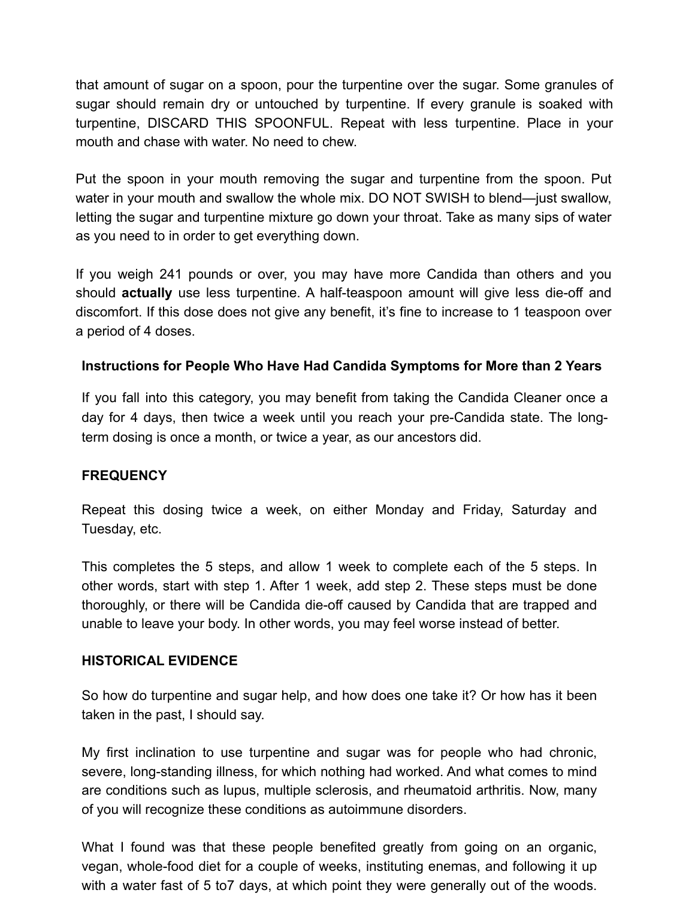that amount of sugar on a spoon, pour the turpentine over the sugar. Some granules of sugar should remain dry or untouched by turpentine. If every granule is soaked with turpentine, DISCARD THIS SPOONFUL. Repeat with less turpentine. Place in your mouth and chase with water. No need to chew.

Put the spoon in your mouth removing the sugar and turpentine from the spoon. Put water in your mouth and swallow the whole mix. DO NOT SWISH to blend—just swallow, letting the sugar and turpentine mixture go down your throat. Take as many sips of water as you need to in order to get everything down.

If you weigh 241 pounds or over, you may have more Candida than others and you should **actually** use less turpentine. A half-teaspoon amount will give less die-off and discomfort. If this dose does not give any benefit, it's fine to increase to 1 teaspoon over a period of 4 doses.

**Instructions for People Who Have Had Candida Symptoms for More than 2 Years**

If you fall into this category, you may benefit from taking the Candida Cleaner once a day for 4 days, then twice a week until you reach your pre-Candida state. The long-term dosing is once a month, or twice a year, as our ancestors did.

**FREQUENCY**

Repeat this dosing twice a week, on either Monday and Friday, Saturday and Tuesday, etc.

This completes the 5 steps, and allow 1 week to complete each of the 5 steps. In other words, start with step 1. After 1 week, add step 2. These steps must be done thoroughly, or there will be Candida die-off caused by Candida that are trapped and unable to leave your body. In other words, you may feel worse instead of better.

**HISTORICAL EVIDENCE**

So how do turpentine and sugar help, and how does one take it? Or how has it been taken in the past, I should say.

My first inclination to use turpentine and sugar was for people who had chronic, severe, long-standing illness, for which nothing had worked. And what comes to mind are conditions such as lupus, multiple sclerosis, and rheumatoid arthritis. Now, many of you will recognize these conditions as autoimmune disorders.

What I found was that these people benefited greatly from going on an organic, vegan, whole-food diet for a couple of weeks, instituting enemas, and following it up with a water fast of 5 to7 days, at which point they were generally out of the woods.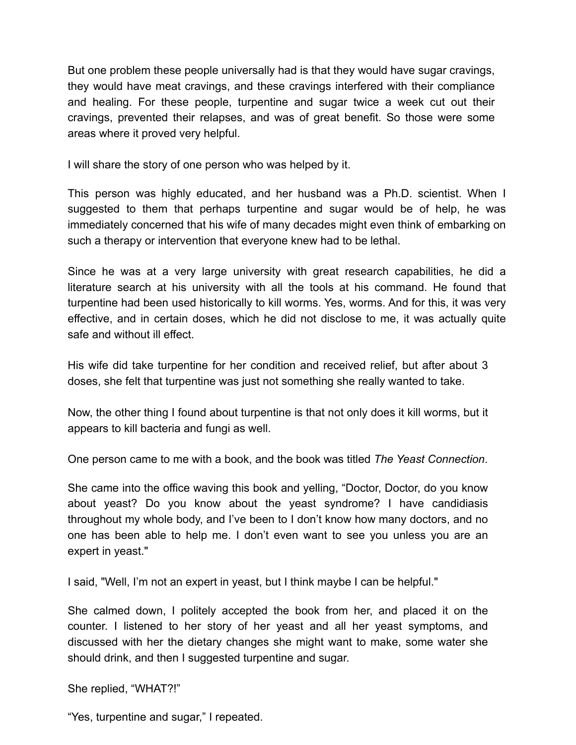But one problem these people universally had is that they would have sugar cravings, they would have meat cravings, and these cravings interfered with their compliance and healing. For these people, turpentine and sugar twice a week cut out their cravings, prevented their relapses, and was of great benefit. So those were some areas where it proved very helpful.

I will share the story of one person who was helped by it.

This person was highly educated, and her husband was a Ph.D. scientist. When I suggested to them that perhaps turpentine and sugar would be of help, he was immediately concerned that his wife of many decades might even think of embarking on such a therapy or intervention that everyone knew had to be lethal.

Since he was at a very large university with great research capabilities, he did a literature search at his university with all the tools at his command. He found that turpentine had been used historically to kill worms. Yes, worms. And for this, it was very effective, and in certain doses, which he did not disclose to me, it was actually quite safe and without ill effect.

His wife did take turpentine for her condition and received relief, but after about 3 doses, she felt that turpentine was just not something she really wanted to take.

Now, the other thing I found about turpentine is that not only does it kill worms, but it appears to kill bacteria and fungi as well.

One person came to me with a book, and the book was titled *The Yeast Connection*.

She came into the office waving this book and yelling, "Doctor, Doctor, do you know about yeast? Do you know about the yeast syndrome? I have candidiasis throughout my whole body, and I've been to I don't know how many doctors, and no one has been able to help me. I don't even want to see you unless you are an expert in yeast."

I said, "Well, I'm not an expert in yeast, but I think maybe I can be helpful."

She calmed down, I politely accepted the book from her, and placed it on the counter. I listened to her story of her yeast and all her yeast symptoms, and discussed with her the dietary changes she might want to make, some water she should drink, and then I suggested turpentine and sugar.

She replied, "WHAT?!"

"Yes, turpentine and sugar," I repeated.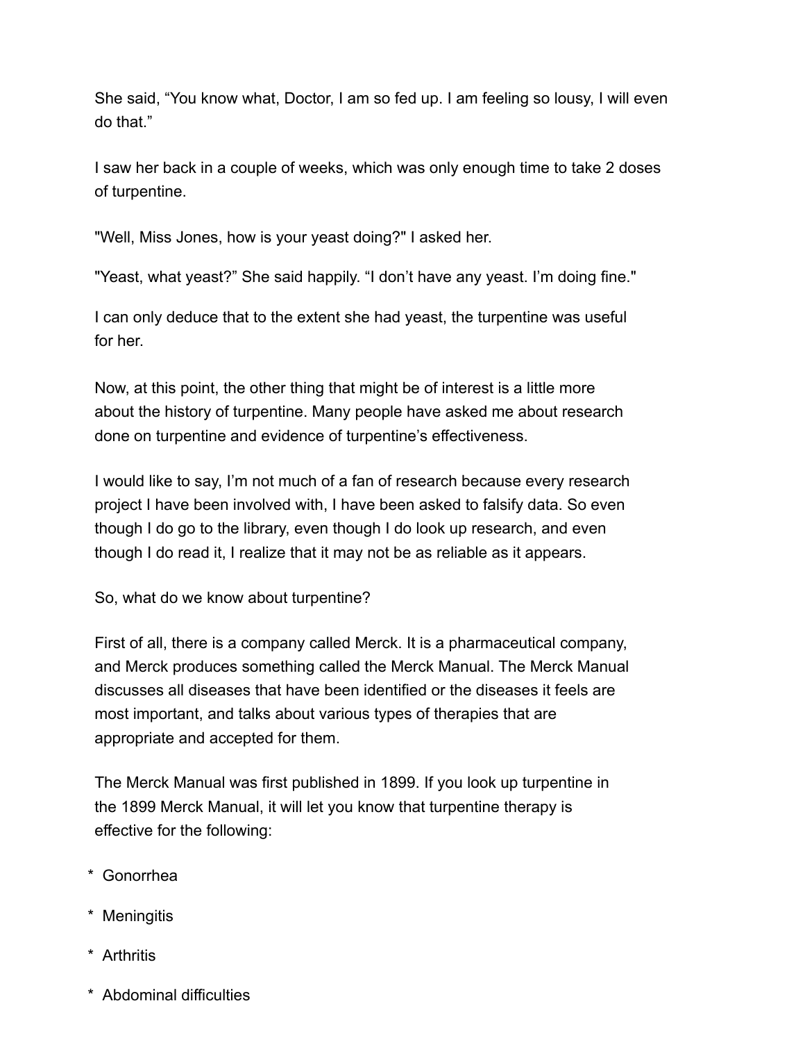She said, “You know what, Doctor, I am so fed up. I am feeling so lousy, I will even do that.”

I saw her back in a couple of weeks, which was only enough time to take 2 doses of turpentine.

"Well, Miss Jones, how is your yeast doing?" I asked her.

"Yeast, what yeast?” She said happily. “I don’t have any yeast. I’m doing fine."

I can only deduce that to the extent she had yeast, the turpentine was useful for her.

Now, at this point, the other thing that might be of interest is a little more about the history of turpentine. Many people have asked me about research done on turpentine and evidence of turpentine’s effectiveness.

I would like to say, I’m not much of a fan of research because every research project I have been involved with, I have been asked to falsify data. So even though I do go to the library, even though I do look up research, and even though I do read it, I realize that it may not be as reliable as it appears.

So, what do we know about turpentine?

First of all, there is a company called Merck. It is a pharmaceutical company, and Merck produces something called the Merck Manual. The Merck Manual discusses all diseases that have been identified or the diseases it feels are most important, and talks about various types of therapies that are appropriate and accepted for them.

The Merck Manual was first published in 1899. If you look up turpentine in the 1899 Merck Manual, it will let you know that turpentine therapy is effective for the following:

* Gonorrhea
* Meningitis
* Arthritis
* Abdominal difficulties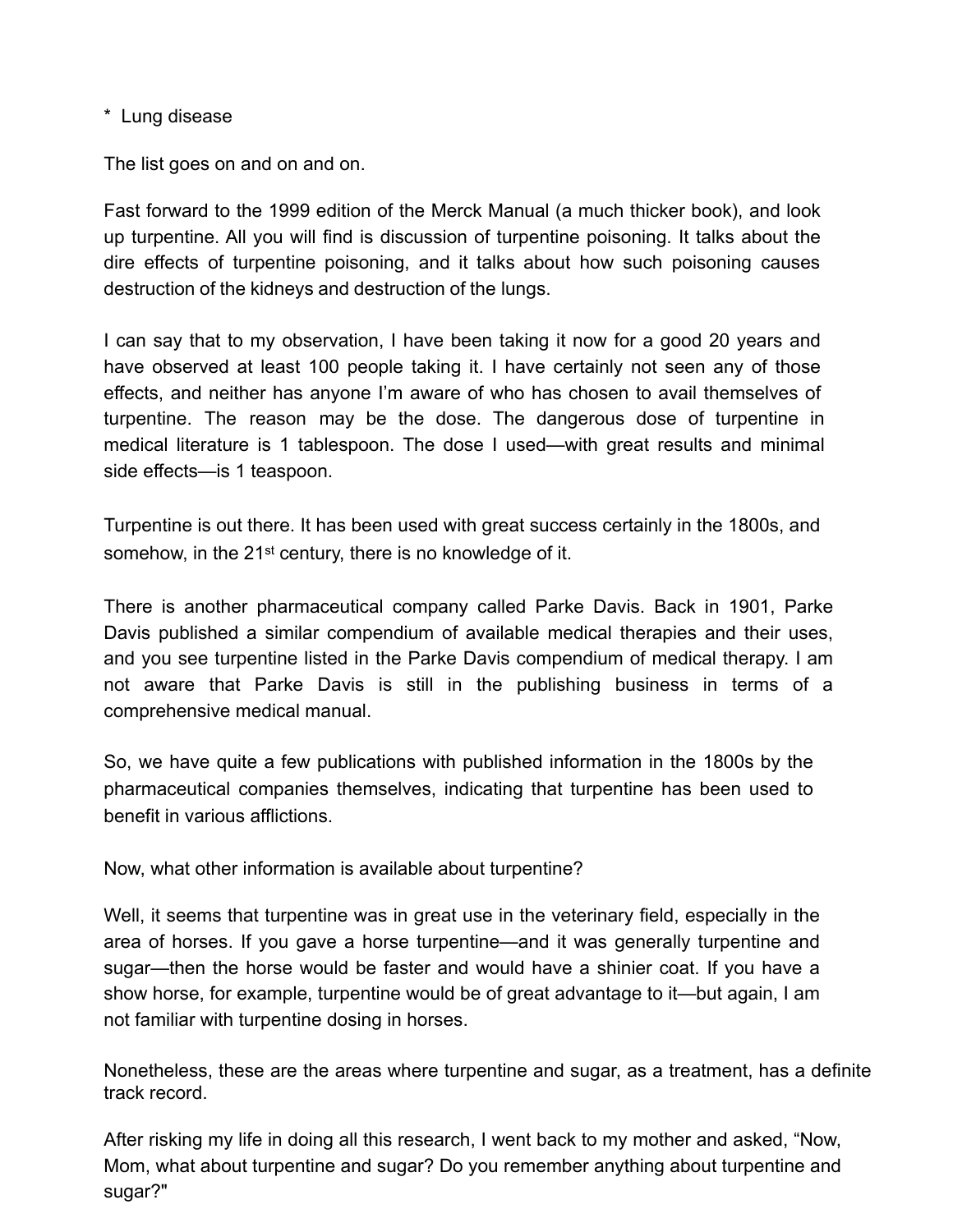* Lung disease

The list goes on and on and on.

Fast forward to the 1999 edition of the Merck Manual (a much thicker book), and look up turpentine. All you will find is discussion of turpentine poisoning. It talks about the dire effects of turpentine poisoning, and it talks about how such poisoning causes destruction of the kidneys and destruction of the lungs.

I can say that to my observation, I have been taking it now for a good 20 years and have observed at least 100 people taking it. I have certainly not seen any of those effects, and neither has anyone I'm aware of who has chosen to avail themselves of turpentine. The reason may be the dose. The dangerous dose of turpentine in medical literature is 1 tablespoon. The dose I used—with great results and minimal side effects—is 1 teaspoon.

Turpentine is out there. It has been used with great success certainly in the 1800s, and somehow, in the 21st century, there is no knowledge of it.

There is another pharmaceutical company called Parke Davis. Back in 1901, Parke Davis published a similar compendium of available medical therapies and their uses, and you see turpentine listed in the Parke Davis compendium of medical therapy. I am not aware that Parke Davis is still in the publishing business in terms of a comprehensive medical manual.

So, we have quite a few publications with published information in the 1800s by the pharmaceutical companies themselves, indicating that turpentine has been used to benefit in various afflictions.

Now, what other information is available about turpentine?

Well, it seems that turpentine was in great use in the veterinary field, especially in the area of horses. If you gave a horse turpentine—and it was generally turpentine and sugar—then the horse would be faster and would have a shinier coat. If you have a show horse, for example, turpentine would be of great advantage to it—but again, I am not familiar with turpentine dosing in horses.

Nonetheless, these are the areas where turpentine and sugar, as a treatment, has a definite track record.

After risking my life in doing all this research, I went back to my mother and asked, "Now, Mom, what about turpentine and sugar? Do you remember anything about turpentine and sugar?"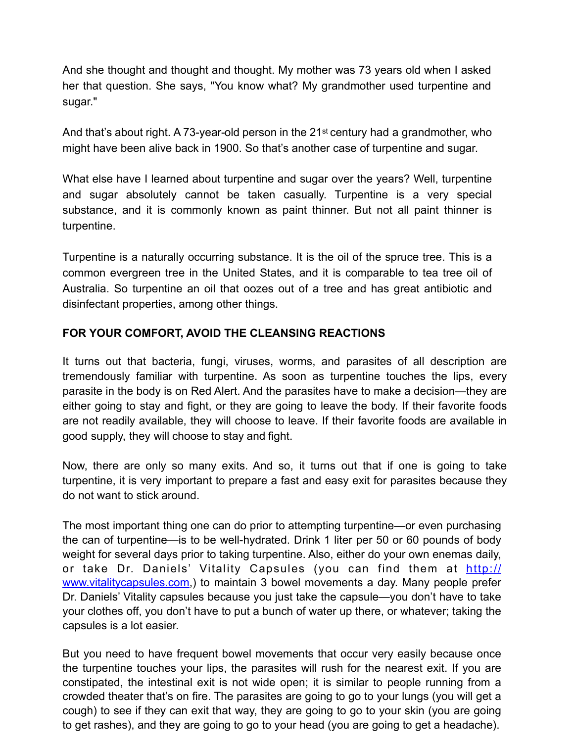And she thought and thought and thought. My mother was 73 years old when I asked her that question. She says, "You know what? My grandmother used turpentine and sugar."

And that's about right. A 73-year-old person in the 21st century had a grandmother, who might have been alive back in 1900. So that's another case of turpentine and sugar.

What else have I learned about turpentine and sugar over the years? Well, turpentine and sugar absolutely cannot be taken casually. Turpentine is a very special substance, and it is commonly known as paint thinner. But not all paint thinner is turpentine.

Turpentine is a naturally occurring substance. It is the oil of the spruce tree. This is a common evergreen tree in the United States, and it is comparable to tea tree oil of Australia. So turpentine an oil that oozes out of a tree and has great antibiotic and disinfectant properties, among other things.

**FOR YOUR COMFORT, AVOID THE CLEANSING REACTIONS**

It turns out that bacteria, fungi, viruses, worms, and parasites of all description are tremendously familiar with turpentine. As soon as turpentine touches the lips, every parasite in the body is on Red Alert. And the parasites have to make a decision—they are either going to stay and fight, or they are going to leave the body. If their favorite foods are not readily available, they will choose to leave. If their favorite foods are available in good supply, they will choose to stay and fight.

Now, there are only so many exits. And so, it turns out that if one is going to take turpentine, it is very important to prepare a fast and easy exit for parasites because they do not want to stick around.

The most important thing one can do prior to attempting turpentine—or even purchasing the can of turpentine—is to be well-hydrated. Drink 1 liter per 50 or 60 pounds of body weight for several days prior to taking turpentine. Also, either do your own enemas daily, or take Dr. Daniels' Vitality Capsules (you can find them at [http://www.vitalitycapsules.com](http://www.vitalitycapsules.com),) to maintain 3 bowel movements a day. Many people prefer Dr. Daniels' Vitality capsules because you just take the capsule—you don't have to take your clothes off, you don't have to put a bunch of water up there, or whatever; taking the capsules is a lot easier.

But you need to have frequent bowel movements that occur very easily because once the turpentine touches your lips, the parasites will rush for the nearest exit. If you are constipated, the intestinal exit is not wide open; it is similar to people running from a crowded theater that's on fire. The parasites are going to go to your lungs (you will get a cough) to see if they can exit that way, they are going to go to your skin (you are going to get rashes), and they are going to go to your head (you are going to get a headache).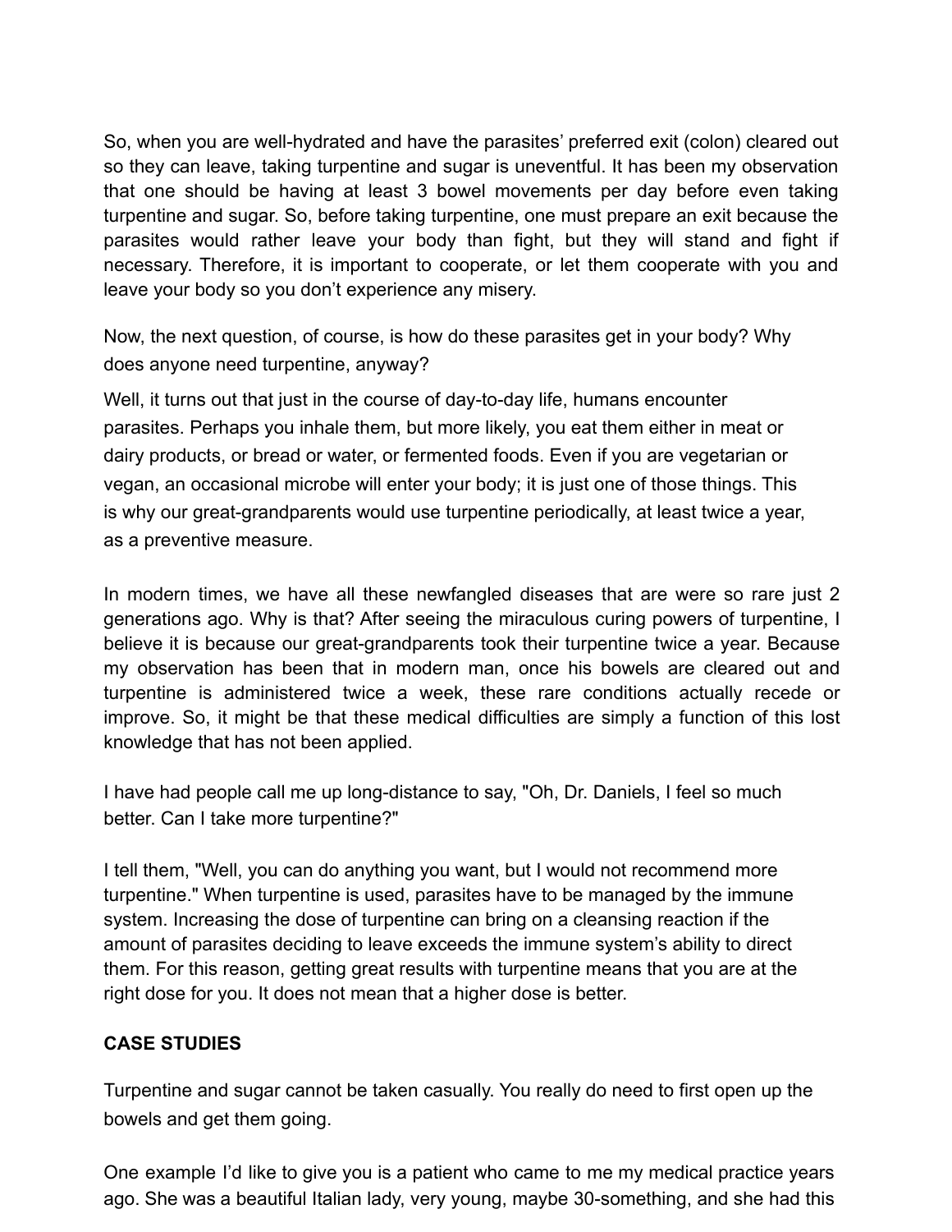So, when you are well-hydrated and have the parasites' preferred exit (colon) cleared out so they can leave, taking turpentine and sugar is uneventful. It has been my observation that one should be having at least 3 bowel movements per day before even taking turpentine and sugar. So, before taking turpentine, one must prepare an exit because the parasites would rather leave your body than fight, but they will stand and fight if necessary. Therefore, it is important to cooperate, or let them cooperate with you and leave your body so you don't experience any misery.

Now, the next question, of course, is how do these parasites get in your body? Why does anyone need turpentine, anyway?

Well, it turns out that just in the course of day-to-day life, humans encounter parasites. Perhaps you inhale them, but more likely, you eat them either in meat or dairy products, or bread or water, or fermented foods. Even if you are vegetarian or vegan, an occasional microbe will enter your body; it is just one of those things. This is why our great-grandparents would use turpentine periodically, at least twice a year, as a preventive measure.

In modern times, we have all these newfangled diseases that are were so rare just 2 generations ago. Why is that? After seeing the miraculous curing powers of turpentine, I believe it is because our great-grandparents took their turpentine twice a year. Because my observation has been that in modern man, once his bowels are cleared out and turpentine is administered twice a week, these rare conditions actually recede or improve. So, it might be that these medical difficulties are simply a function of this lost knowledge that has not been applied.

I have had people call me up long-distance to say, "Oh, Dr. Daniels, I feel so much better. Can I take more turpentine?"

I tell them, "Well, you can do anything you want, but I would not recommend more turpentine." When turpentine is used, parasites have to be managed by the immune system. Increasing the dose of turpentine can bring on a cleansing reaction if the amount of parasites deciding to leave exceeds the immune system's ability to direct them. For this reason, getting great results with turpentine means that you are at the right dose for you. It does not mean that a higher dose is better.

**CASE STUDIES**

Turpentine and sugar cannot be taken casually. You really do need to first open up the bowels and get them going.

One example I'd like to give you is a patient who came to me my medical practice years ago. She was a beautiful Italian lady, very young, maybe 30-something, and she had this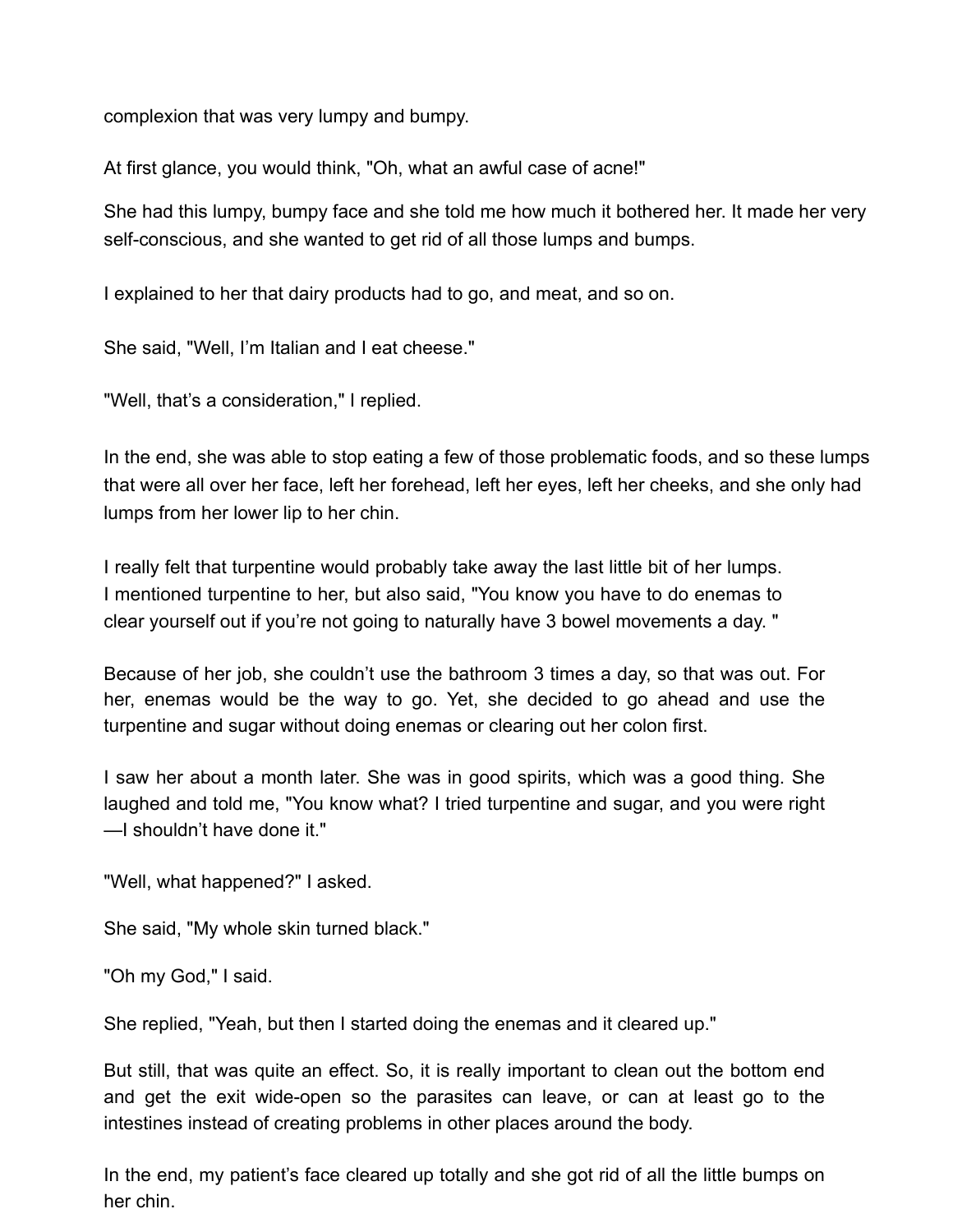complexion that was very lumpy and bumpy.

At first glance, you would think, "Oh, what an awful case of acne!"

She had this lumpy, bumpy face and she told me how much it bothered her. It made her very self-conscious, and she wanted to get rid of all those lumps and bumps.

I explained to her that dairy products had to go, and meat, and so on.

She said, "Well, I'm Italian and I eat cheese."

"Well, that's a consideration," I replied.

In the end, she was able to stop eating a few of those problematic foods, and so these lumps that were all over her face, left her forehead, left her eyes, left her cheeks, and she only had lumps from her lower lip to her chin.

I really felt that turpentine would probably take away the last little bit of her lumps. I mentioned turpentine to her, but also said, "You know you have to do enemas to clear yourself out if you're not going to naturally have 3 bowel movements a day. "

Because of her job, she couldn't use the bathroom 3 times a day, so that was out. For her, enemas would be the way to go. Yet, she decided to go ahead and use the turpentine and sugar without doing enemas or clearing out her colon first.

I saw her about a month later. She was in good spirits, which was a good thing. She laughed and told me, "You know what? I tried turpentine and sugar, and you were right —I shouldn't have done it."

"Well, what happened?" I asked.

She said, "My whole skin turned black."

"Oh my God," I said.

She replied, "Yeah, but then I started doing the enemas and it cleared up."

But still, that was quite an effect. So, it is really important to clean out the bottom end and get the exit wide-open so the parasites can leave, or can at least go to the intestines instead of creating problems in other places around the body.

In the end, my patient's face cleared up totally and she got rid of all the little bumps on her chin.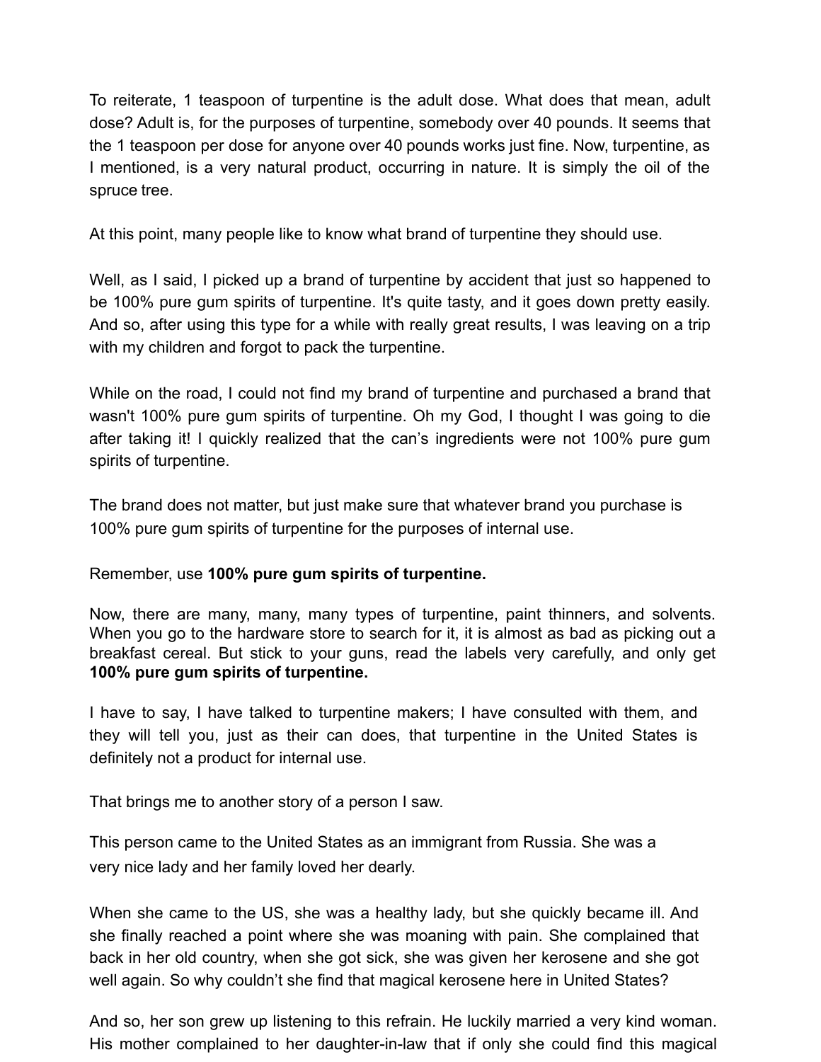To reiterate, 1 teaspoon of turpentine is the adult dose. What does that mean, adult dose? Adult is, for the purposes of turpentine, somebody over 40 pounds. It seems that the 1 teaspoon per dose for anyone over 40 pounds works just fine. Now, turpentine, as I mentioned, is a very natural product, occurring in nature. It is simply the oil of the spruce tree.

At this point, many people like to know what brand of turpentine they should use.

Well, as I said, I picked up a brand of turpentine by accident that just so happened to be 100% pure gum spirits of turpentine. It's quite tasty, and it goes down pretty easily. And so, after using this type for a while with really great results, I was leaving on a trip with my children and forgot to pack the turpentine.

While on the road, I could not find my brand of turpentine and purchased a brand that wasn't 100% pure gum spirits of turpentine. Oh my God, I thought I was going to die after taking it! I quickly realized that the can's ingredients were not 100% pure gum spirits of turpentine.

The brand does not matter, but just make sure that whatever brand you purchase is 100% pure gum spirits of turpentine for the purposes of internal use.

Remember, use **100% pure gum spirits of turpentine.**

Now, there are many, many, many types of turpentine, paint thinners, and solvents. When you go to the hardware store to search for it, it is almost as bad as picking out a breakfast cereal. But stick to your guns, read the labels very carefully, and only get **100% pure gum spirits of turpentine.**

I have to say, I have talked to turpentine makers; I have consulted with them, and they will tell you, just as their can does, that turpentine in the United States is definitely not a product for internal use.

That brings me to another story of a person I saw.

This person came to the United States as an immigrant from Russia. She was a very nice lady and her family loved her dearly.

When she came to the US, she was a healthy lady, but she quickly became ill. And she finally reached a point where she was moaning with pain. She complained that back in her old country, when she got sick, she was given her kerosene and she got well again. So why couldn't she find that magical kerosene here in United States?

And so, her son grew up listening to this refrain. He luckily married a very kind woman. His mother complained to her daughter-in-law that if only she could find this magical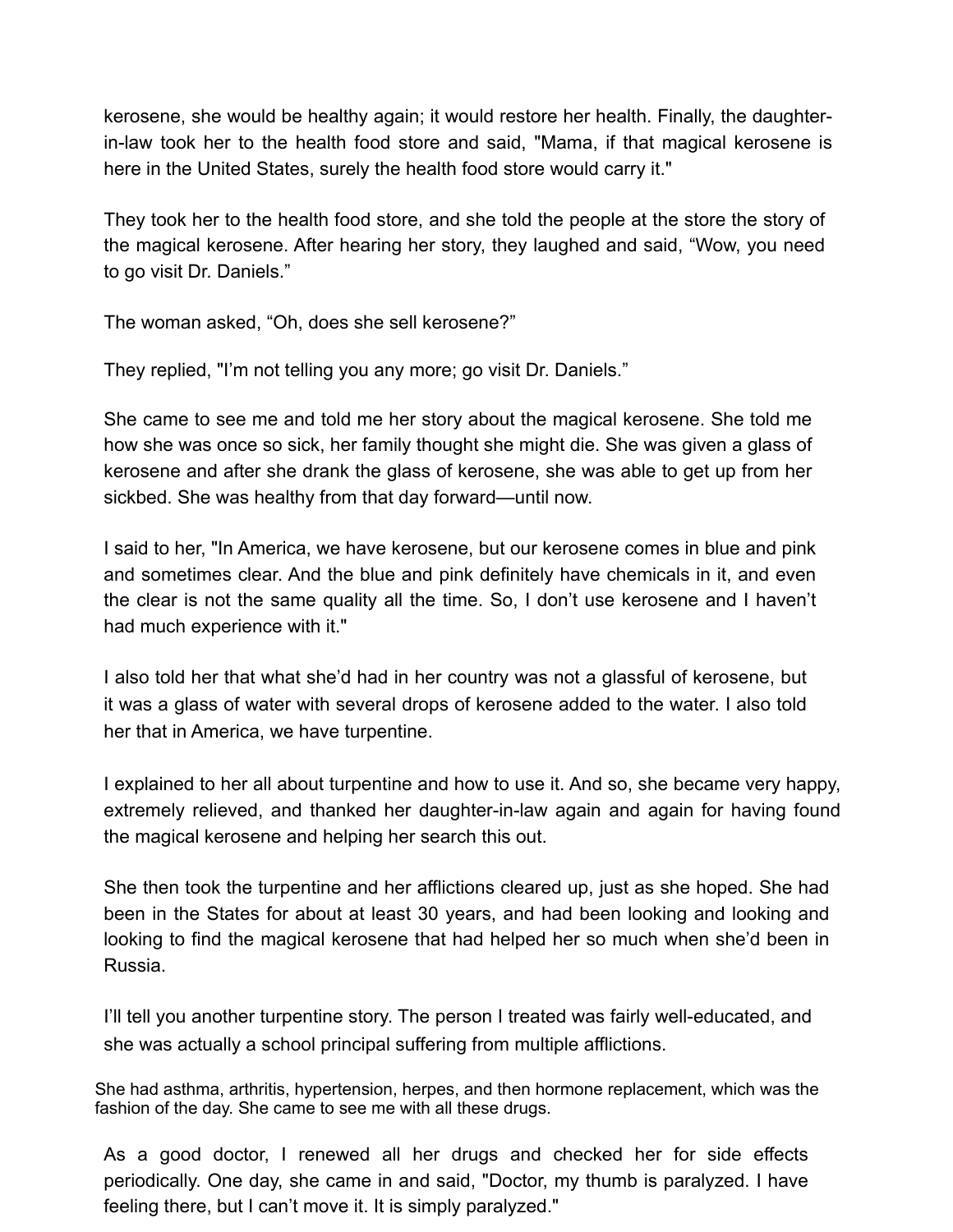kerosene, she would be healthy again; it would restore her health. Finally, the daughter-in-law took her to the health food store and said, "Mama, if that magical kerosene is here in the United States, surely the health food store would carry it."

They took her to the health food store, and she told the people at the store the story of the magical kerosene. After hearing her story, they laughed and said, “Wow, you need to go visit Dr. Daniels.”

The woman asked, “Oh, does she sell kerosene?”

They replied, "I’m not telling you any more; go visit Dr. Daniels.”

She came to see me and told me her story about the magical kerosene. She told me how she was once so sick, her family thought she might die. She was given a glass of kerosene and after she drank the glass of kerosene, she was able to get up from her sickbed. She was healthy from that day forward—until now.

I said to her, "In America, we have kerosene, but our kerosene comes in blue and pink and sometimes clear. And the blue and pink definitely have chemicals in it, and even the clear is not the same quality all the time. So, I don’t use kerosene and I haven’t had much experience with it."

I also told her that what she’d had in her country was not a glassful of kerosene, but it was a glass of water with several drops of kerosene added to the water. I also told her that in America, we have turpentine.

I explained to her all about turpentine and how to use it. And so, she became very happy, extremely relieved, and thanked her daughter-in-law again and again for having found the magical kerosene and helping her search this out.

She then took the turpentine and her afflictions cleared up, just as she hoped. She had been in the States for about at least 30 years, and had been looking and looking and looking to find the magical kerosene that had helped her so much when she’d been in Russia.

I’ll tell you another turpentine story. The person I treated was fairly well-educated, and she was actually a school principal suffering from multiple afflictions.

She had asthma, arthritis, hypertension, herpes, and then hormone replacement, which was the fashion of the day. She came to see me with all these drugs.

As a good doctor, I renewed all her drugs and checked her for side effects periodically. One day, she came in and said, "Doctor, my thumb is paralyzed. I have feeling there, but I can’t move it. It is simply paralyzed."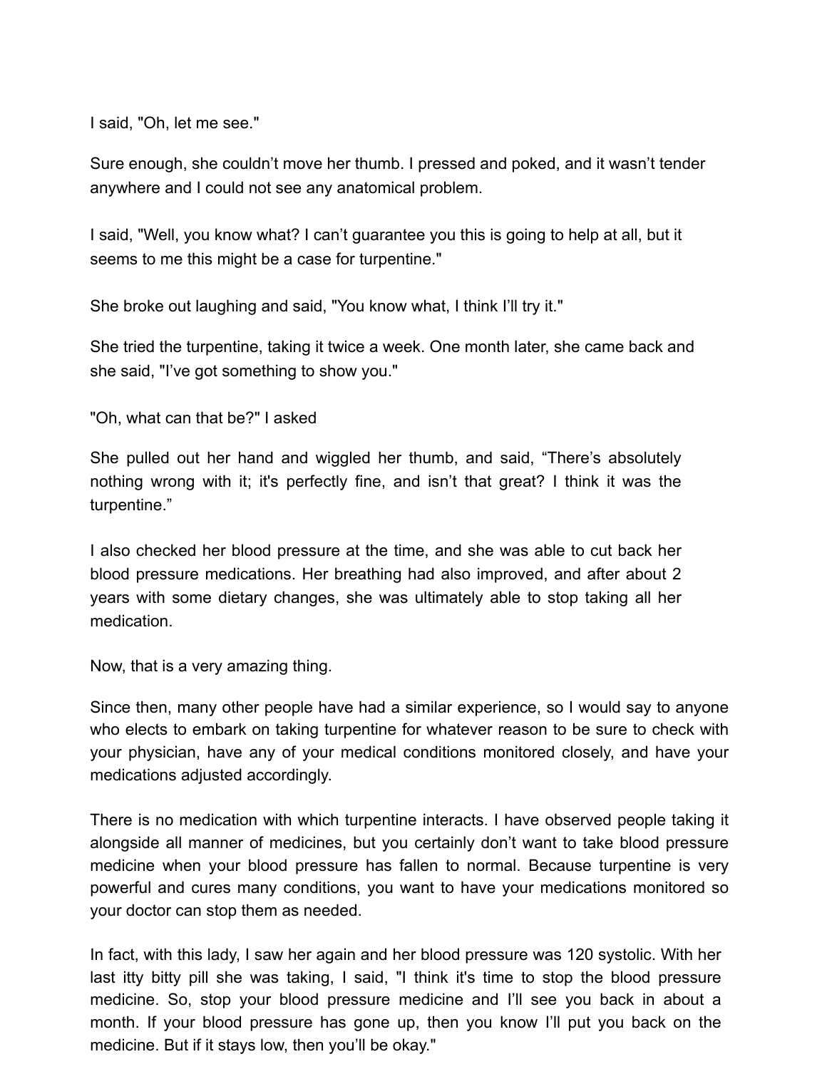I said, "Oh, let me see."

Sure enough, she couldn't move her thumb. I pressed and poked, and it wasn't tender anywhere and I could not see any anatomical problem.

I said, "Well, you know what? I can't guarantee you this is going to help at all, but it seems to me this might be a case for turpentine."

She broke out laughing and said, "You know what, I think I'll try it."

She tried the turpentine, taking it twice a week. One month later, she came back and she said, "I've got something to show you."

"Oh, what can that be?" I asked

She pulled out her hand and wiggled her thumb, and said, "There's absolutely nothing wrong with it; it's perfectly fine, and isn't that great? I think it was the turpentine."

I also checked her blood pressure at the time, and she was able to cut back her blood pressure medications. Her breathing had also improved, and after about 2 years with some dietary changes, she was ultimately able to stop taking all her medication.

Now, that is a very amazing thing.

Since then, many other people have had a similar experience, so I would say to anyone who elects to embark on taking turpentine for whatever reason to be sure to check with your physician, have any of your medical conditions monitored closely, and have your medications adjusted accordingly.

There is no medication with which turpentine interacts. I have observed people taking it alongside all manner of medicines, but you certainly don't want to take blood pressure medicine when your blood pressure has fallen to normal. Because turpentine is very powerful and cures many conditions, you want to have your medications monitored so your doctor can stop them as needed.

In fact, with this lady, I saw her again and her blood pressure was 120 systolic. With her last itty bitty pill she was taking, I said, "I think it's time to stop the blood pressure medicine. So, stop your blood pressure medicine and I'll see you back in about a month. If your blood pressure has gone up, then you know I'll put you back on the medicine. But if it stays low, then you'll be okay."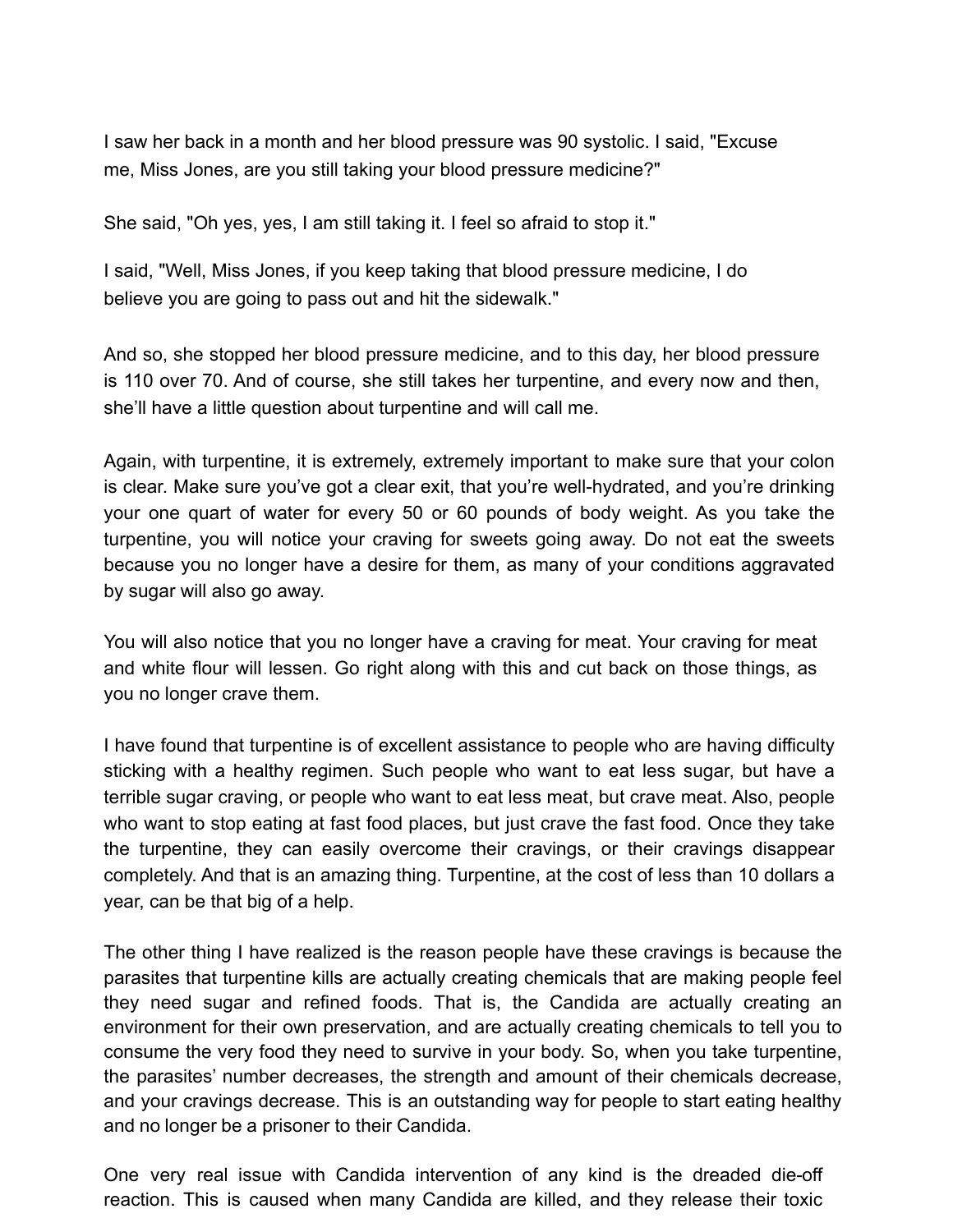I saw her back in a month and her blood pressure was 90 systolic. I said, "Excuse me, Miss Jones, are you still taking your blood pressure medicine?"

She said, "Oh yes, yes, I am still taking it. I feel so afraid to stop it."

I said, "Well, Miss Jones, if you keep taking that blood pressure medicine, I do believe you are going to pass out and hit the sidewalk."

And so, she stopped her blood pressure medicine, and to this day, her blood pressure is 110 over 70. And of course, she still takes her turpentine, and every now and then, she'll have a little question about turpentine and will call me.

Again, with turpentine, it is extremely, extremely important to make sure that your colon is clear. Make sure you've got a clear exit, that you're well-hydrated, and you're drinking your one quart of water for every 50 or 60 pounds of body weight. As you take the turpentine, you will notice your craving for sweets going away. Do not eat the sweets because you no longer have a desire for them, as many of your conditions aggravated by sugar will also go away.

You will also notice that you no longer have a craving for meat. Your craving for meat and white flour will lessen. Go right along with this and cut back on those things, as you no longer crave them.

I have found that turpentine is of excellent assistance to people who are having difficulty sticking with a healthy regimen. Such people who want to eat less sugar, but have a terrible sugar craving, or people who want to eat less meat, but crave meat. Also, people who want to stop eating at fast food places, but just crave the fast food. Once they take the turpentine, they can easily overcome their cravings, or their cravings disappear completely. And that is an amazing thing. Turpentine, at the cost of less than 10 dollars a year, can be that big of a help.

The other thing I have realized is the reason people have these cravings is because the parasites that turpentine kills are actually creating chemicals that are making people feel they need sugar and refined foods. That is, the Candida are actually creating an environment for their own preservation, and are actually creating chemicals to tell you to consume the very food they need to survive in your body. So, when you take turpentine, the parasites' number decreases, the strength and amount of their chemicals decrease, and your cravings decrease. This is an outstanding way for people to start eating healthy and no longer be a prisoner to their Candida.

One very real issue with Candida intervention of any kind is the dreaded die-off reaction. This is caused when many Candida are killed, and they release their toxic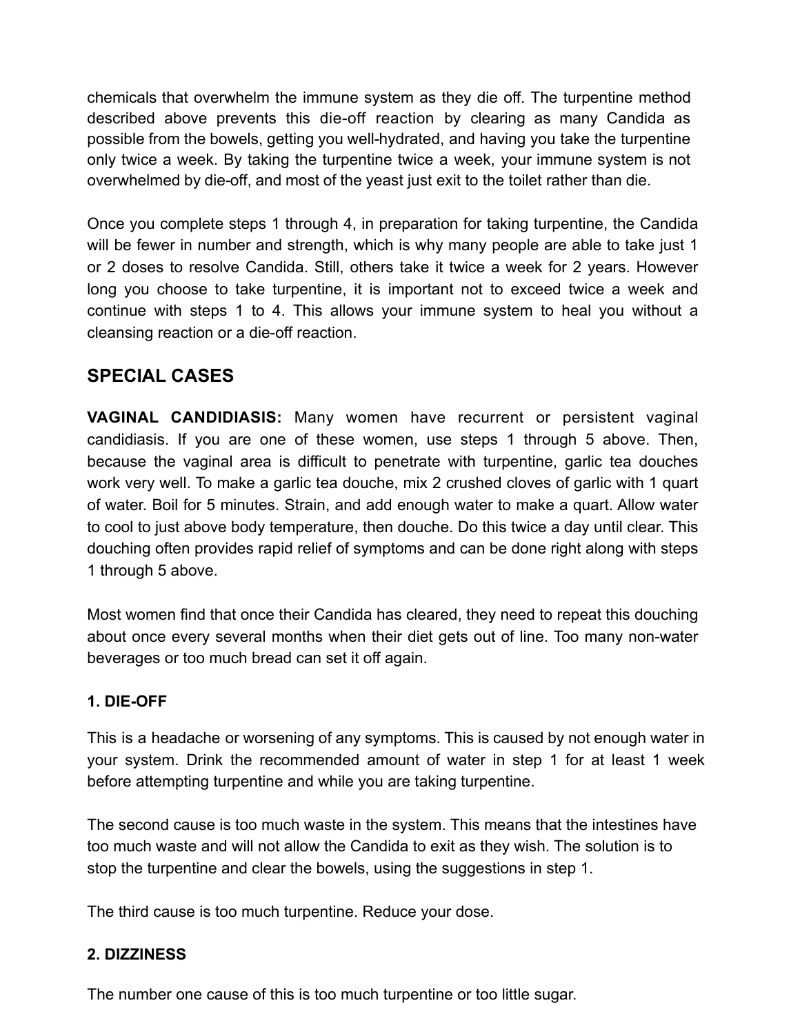chemicals that overwhelm the immune system as they die off. The turpentine method described above prevents this die-off reaction by clearing as many Candida as possible from the bowels, getting you well-hydrated, and having you take the turpentine only twice a week. By taking the turpentine twice a week, your immune system is not overwhelmed by die-off, and most of the yeast just exit to the toilet rather than die.

Once you complete steps 1 through 4, in preparation for taking turpentine, the Candida will be fewer in number and strength, which is why many people are able to take just 1 or 2 doses to resolve Candida. Still, others take it twice a week for 2 years. However long you choose to take turpentine, it is important not to exceed twice a week and continue with steps 1 to 4. This allows your immune system to heal you without a cleansing reaction or a die-off reaction.

## SPECIAL CASES

**VAGINAL CANDIDIASIS:** Many women have recurrent or persistent vaginal candidiasis. If you are one of these women, use steps 1 through 5 above. Then, because the vaginal area is difficult to penetrate with turpentine, garlic tea douches work very well. To make a garlic tea douche, mix 2 crushed cloves of garlic with 1 quart of water. Boil for 5 minutes. Strain, and add enough water to make a quart. Allow water to cool to just above body temperature, then douche. Do this twice a day until clear. This douching often provides rapid relief of symptoms and can be done right along with steps 1 through 5 above.

Most women find that once their Candida has cleared, they need to repeat this douching about once every several months when their diet gets out of line. Too many non-water beverages or too much bread can set it off again.

### 1. DIE-OFF

This is a headache or worsening of any symptoms. This is caused by not enough water in your system. Drink the recommended amount of water in step 1 for at least 1 week before attempting turpentine and while you are taking turpentine.

The second cause is too much waste in the system. This means that the intestines have too much waste and will not allow the Candida to exit as they wish. The solution is to stop the turpentine and clear the bowels, using the suggestions in step 1.

The third cause is too much turpentine. Reduce your dose.

### 2. DIZZINESS

The number one cause of this is too much turpentine or too little sugar.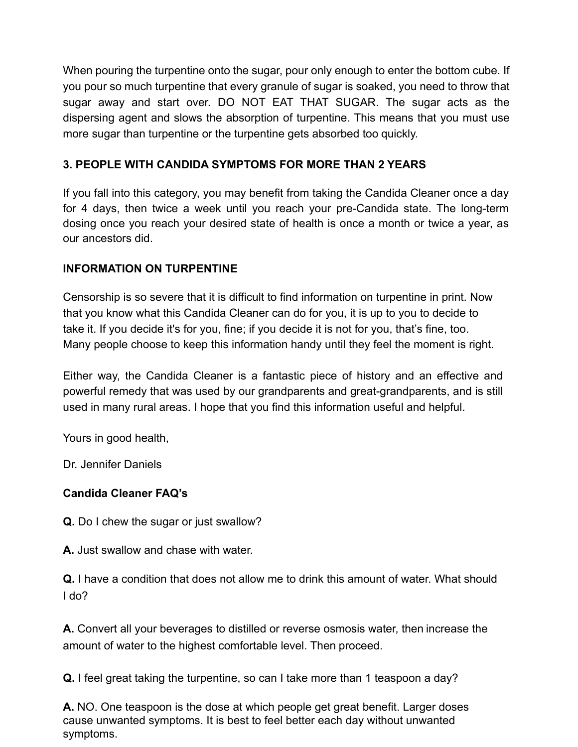When pouring the turpentine onto the sugar, pour only enough to enter the bottom cube. If you pour so much turpentine that every granule of sugar is soaked, you need to throw that sugar away and start over. DO NOT EAT THAT SUGAR. The sugar acts as the dispersing agent and slows the absorption of turpentine. This means that you must use more sugar than turpentine or the turpentine gets absorbed too quickly.

**3. PEOPLE WITH CANDIDA SYMPTOMS FOR MORE THAN 2 YEARS**

If you fall into this category, you may benefit from taking the Candida Cleaner once a day for 4 days, then twice a week until you reach your pre-Candida state. The long-term dosing once you reach your desired state of health is once a month or twice a year, as our ancestors did.

**INFORMATION ON TURPENTINE**

Censorship is so severe that it is difficult to find information on turpentine in print. Now that you know what this Candida Cleaner can do for you, it is up to you to decide to take it. If you decide it's for you, fine; if you decide it is not for you, that's fine, too. Many people choose to keep this information handy until they feel the moment is right.

Either way, the Candida Cleaner is a fantastic piece of history and an effective and powerful remedy that was used by our grandparents and great-grandparents, and is still used in many rural areas. I hope that you find this information useful and helpful.

Yours in good health,

Dr. Jennifer Daniels

**Candida Cleaner FAQ's**

**Q.** Do I chew the sugar or just swallow?

**A.** Just swallow and chase with water.

**Q.** I have a condition that does not allow me to drink this amount of water. What should I do?

**A.** Convert all your beverages to distilled or reverse osmosis water, then increase the amount of water to the highest comfortable level. Then proceed.

**Q.** I feel great taking the turpentine, so can I take more than 1 teaspoon a day?

**A.** NO. One teaspoon is the dose at which people get great benefit. Larger doses cause unwanted symptoms. It is best to feel better each day without unwanted symptoms.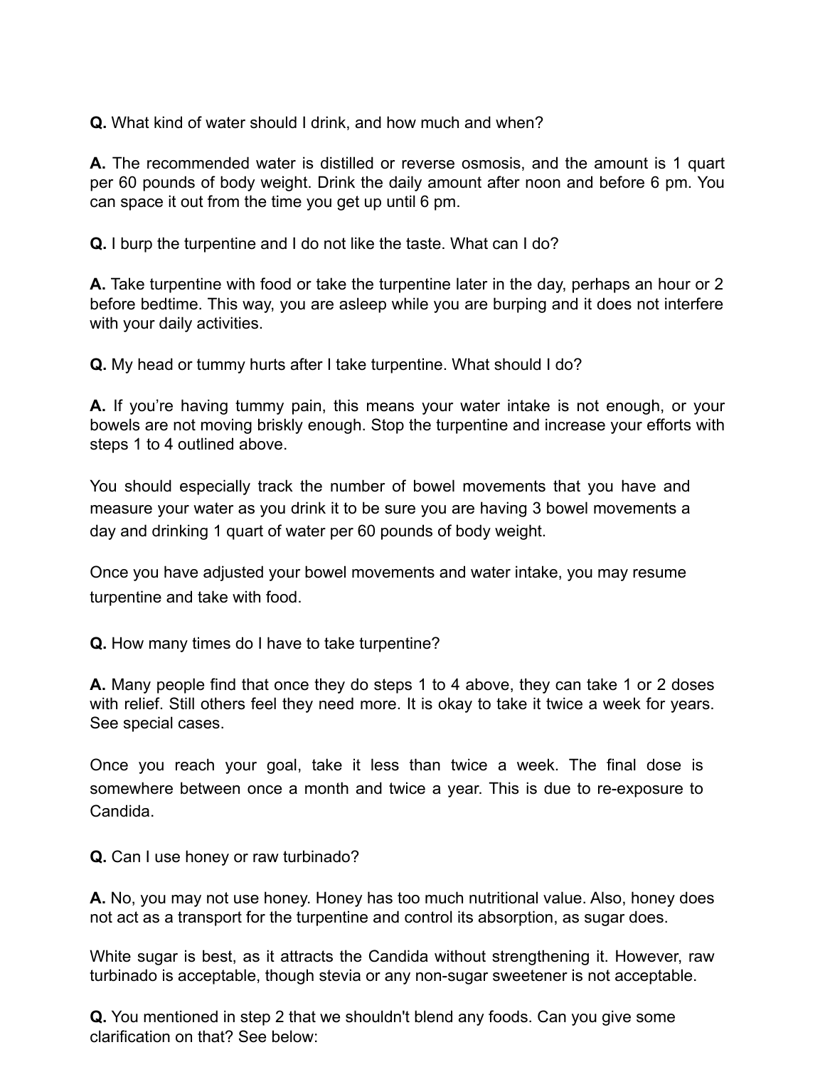**Q.** What kind of water should I drink, and how much and when?

**A.** The recommended water is distilled or reverse osmosis, and the amount is 1 quart per 60 pounds of body weight. Drink the daily amount after noon and before 6 pm. You can space it out from the time you get up until 6 pm.

**Q.** I burp the turpentine and I do not like the taste. What can I do?

**A.** Take turpentine with food or take the turpentine later in the day, perhaps an hour or 2 before bedtime. This way, you are asleep while you are burping and it does not interfere with your daily activities.

**Q.** My head or tummy hurts after I take turpentine. What should I do?

**A.** If you're having tummy pain, this means your water intake is not enough, or your bowels are not moving briskly enough. Stop the turpentine and increase your efforts with steps 1 to 4 outlined above.

You should especially track the number of bowel movements that you have and measure your water as you drink it to be sure you are having 3 bowel movements a day and drinking 1 quart of water per 60 pounds of body weight.

Once you have adjusted your bowel movements and water intake, you may resume turpentine and take with food.

**Q.** How many times do I have to take turpentine?

**A.** Many people find that once they do steps 1 to 4 above, they can take 1 or 2 doses with relief. Still others feel they need more. It is okay to take it twice a week for years. See special cases.

Once you reach your goal, take it less than twice a week. The final dose is somewhere between once a month and twice a year. This is due to re-exposure to Candida.

**Q.** Can I use honey or raw turbinado?

**A.** No, you may not use honey. Honey has too much nutritional value. Also, honey does not act as a transport for the turpentine and control its absorption, as sugar does.

White sugar is best, as it attracts the Candida without strengthening it. However, raw turbinado is acceptable, though stevia or any non-sugar sweetener is not acceptable.

**Q.** You mentioned in step 2 that we shouldn't blend any foods. Can you give some clarification on that? See below: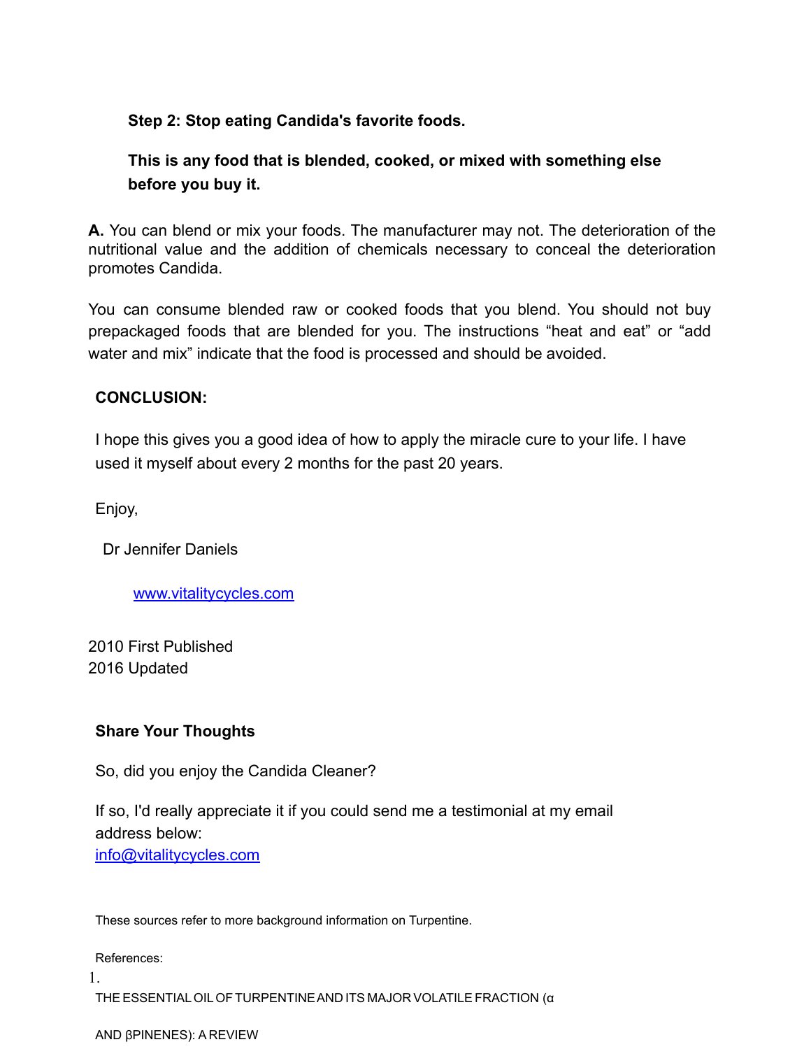**Step 2: Stop eating Candida's favorite foods.**

**This is any food that is blended, cooked, or mixed with something else before you buy it.**

**A.** You can blend or mix your foods. The manufacturer may not. The deterioration of the nutritional value and the addition of chemicals necessary to conceal the deterioration promotes Candida.

You can consume blended raw or cooked foods that you blend. You should not buy prepackaged foods that are blended for you. The instructions "heat and eat" or "add water and mix" indicate that the food is processed and should be avoided.

**CONCLUSION:**

I hope this gives you a good idea of how to apply the miracle cure to your life. I have used it myself about every 2 months for the past 20 years.

Enjoy,

Dr Jennifer Daniels

www.vitalitycycles.com

2010 First Published
2016 Updated

**Share Your Thoughts**

So, did you enjoy the Candida Cleaner?

If so, I'd really appreciate it if you could send me a testimonial at my email address below:
info@vitalitycycles.com

These sources refer to more background information on Turpentine.

References:

1. THE ESSENTIAL OIL OF TURPENTINE AND ITS MAJOR VOLATILE FRACTION (α AND βPINENES): A REVIEW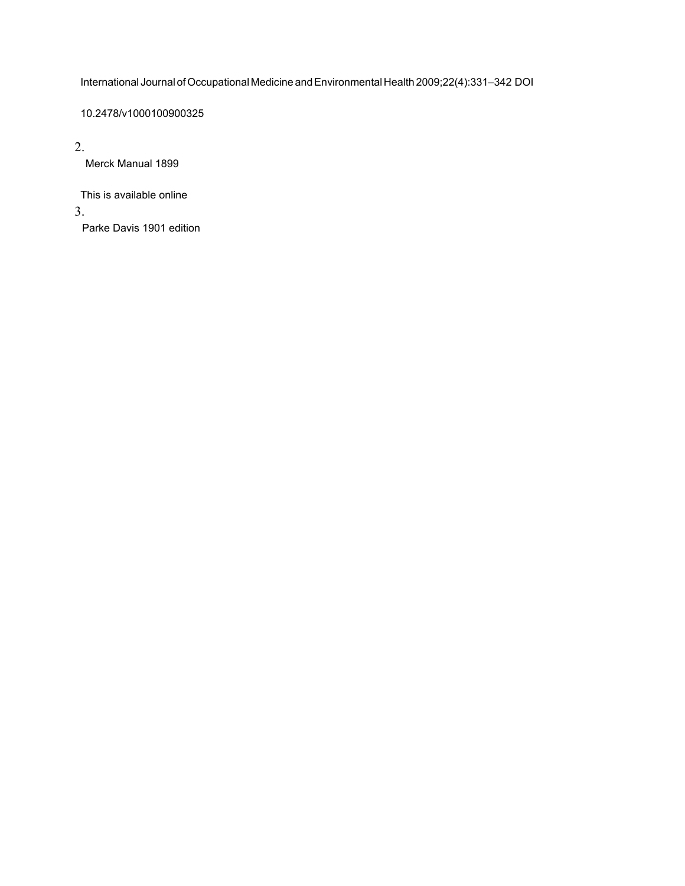International Journal of Occupational Medicine and Environmental Health 2009;22(4):331–342 DOI

10.2478/v1000100900325

2. Merck Manual 1899

This is available online

3. Parke Davis 1901 edition